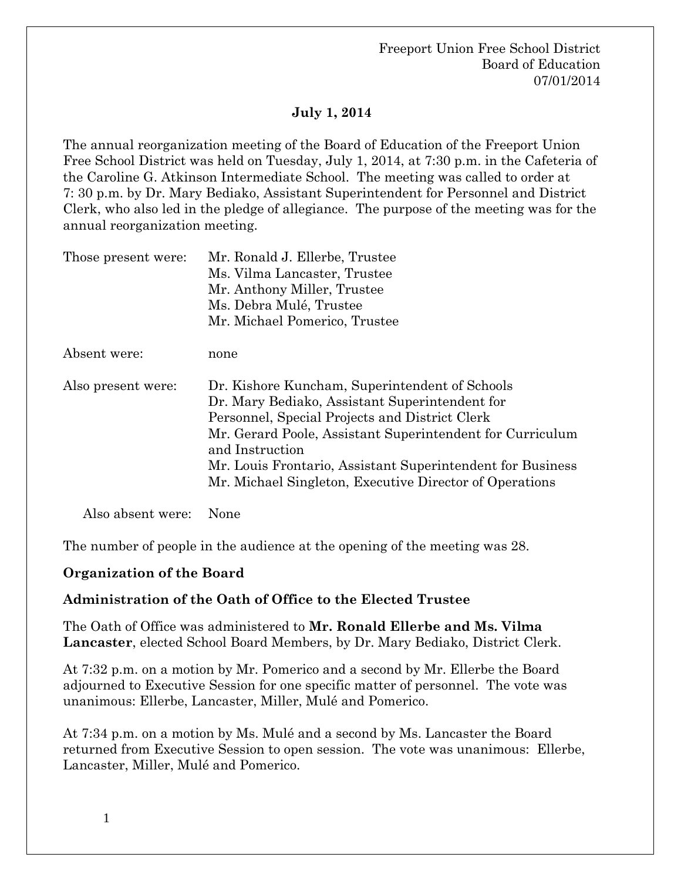Freeport Union Free School District
Board of Education
07/01/2014

**July 1, 2014**

The annual reorganization meeting of the Board of Education of the Freeport Union Free School District was held on Tuesday, July 1, 2014, at 7:30 p.m. in the Cafeteria of the Caroline G. Atkinson Intermediate School. The meeting was called to order at 7: 30 p.m. by Dr. Mary Bediako, Assistant Superintendent for Personnel and District Clerk, who also led in the pledge of allegiance. The purpose of the meeting was for the annual reorganization meeting.

| | |
|---|---|
| Those present were: | Mr. Ronald J. Ellerbe, Trustee<br>Ms. Vilma Lancaster, Trustee<br>Mr. Anthony Miller, Trustee<br>Ms. Debra Mulé, Trustee<br>Mr. Michael Pomerico, Trustee |
| Absent were: | none |
| Also present were: | Dr. Kishore Kuncham, Superintendent of Schools<br>Dr. Mary Bediako, Assistant Superintendent for Personnel, Special Projects and District Clerk<br>Mr. Gerard Poole, Assistant Superintendent for Curriculum and Instruction<br>Mr. Louis Frontario, Assistant Superintendent for Business<br>Mr. Michael Singleton, Executive Director of Operations |
| Also absent were: | None |

The number of people in the audience at the opening of the meeting was 28.

**Organization of the Board**

**Administration of the Oath of Office to the Elected Trustee**

The Oath of Office was administered to **Mr. Ronald Ellerbe and Ms. Vilma Lancaster**, elected School Board Members, by Dr. Mary Bediako, District Clerk.

At 7:32 p.m. on a motion by Mr. Pomerico and a second by Mr. Ellerbe the Board adjourned to Executive Session for one specific matter of personnel. The vote was unanimous: Ellerbe, Lancaster, Miller, Mulé and Pomerico.

At 7:34 p.m. on a motion by Ms. Mulé and a second by Ms. Lancaster the Board returned from Executive Session to open session. The vote was unanimous: Ellerbe, Lancaster, Miller, Mulé and Pomerico.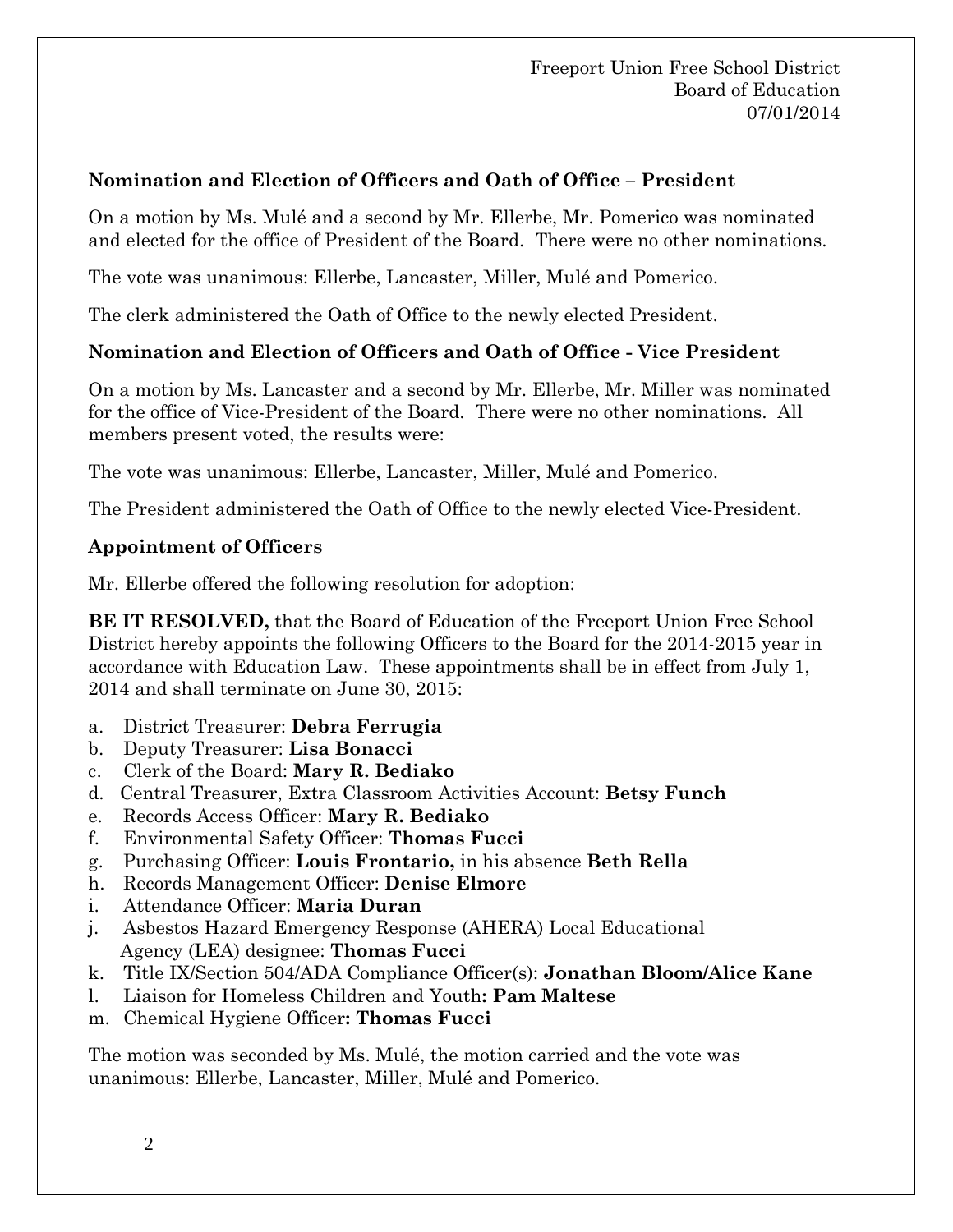Freeport Union Free School District
Board of Education
07/01/2014

**Nomination and Election of Officers and Oath of Office – President**

On a motion by Ms. Mulé and a second by Mr. Ellerbe, Mr. Pomerico was nominated and elected for the office of President of the Board. There were no other nominations.

The vote was unanimous: Ellerbe, Lancaster, Miller, Mulé and Pomerico.

The clerk administered the Oath of Office to the newly elected President.

**Nomination and Election of Officers and Oath of Office - Vice President**

On a motion by Ms. Lancaster and a second by Mr. Ellerbe, Mr. Miller was nominated for the office of Vice-President of the Board. There were no other nominations. All members present voted, the results were:

The vote was unanimous: Ellerbe, Lancaster, Miller, Mulé and Pomerico.

The President administered the Oath of Office to the newly elected Vice-President.

**Appointment of Officers**

Mr. Ellerbe offered the following resolution for adoption:

**BE IT RESOLVED,** that the Board of Education of the Freeport Union Free School District hereby appoints the following Officers to the Board for the 2014-2015 year in accordance with Education Law. These appointments shall be in effect from July 1, 2014 and shall terminate on June 30, 2015:

a. District Treasurer: **Debra Ferrugia**
b. Deputy Treasurer: **Lisa Bonacci**
c. Clerk of the Board: **Mary R. Bediako**
d. Central Treasurer, Extra Classroom Activities Account: **Betsy Funch**
e. Records Access Officer: **Mary R. Bediako**
f. Environmental Safety Officer: **Thomas Fucci**
g. Purchasing Officer: **Louis Frontario,** in his absence **Beth Rella**
h. Records Management Officer: **Denise Elmore**
i. Attendance Officer: **Maria Duran**
j. Asbestos Hazard Emergency Response (AHERA) Local Educational Agency (LEA) designee: **Thomas Fucci**
k. Title IX/Section 504/ADA Compliance Officer(s): **Jonathan Bloom/Alice Kane**
l. Liaison for Homeless Children and Youth**: Pam Maltese**
m. Chemical Hygiene Officer**: Thomas Fucci**

The motion was seconded by Ms. Mulé, the motion carried and the vote was unanimous: Ellerbe, Lancaster, Miller, Mulé and Pomerico.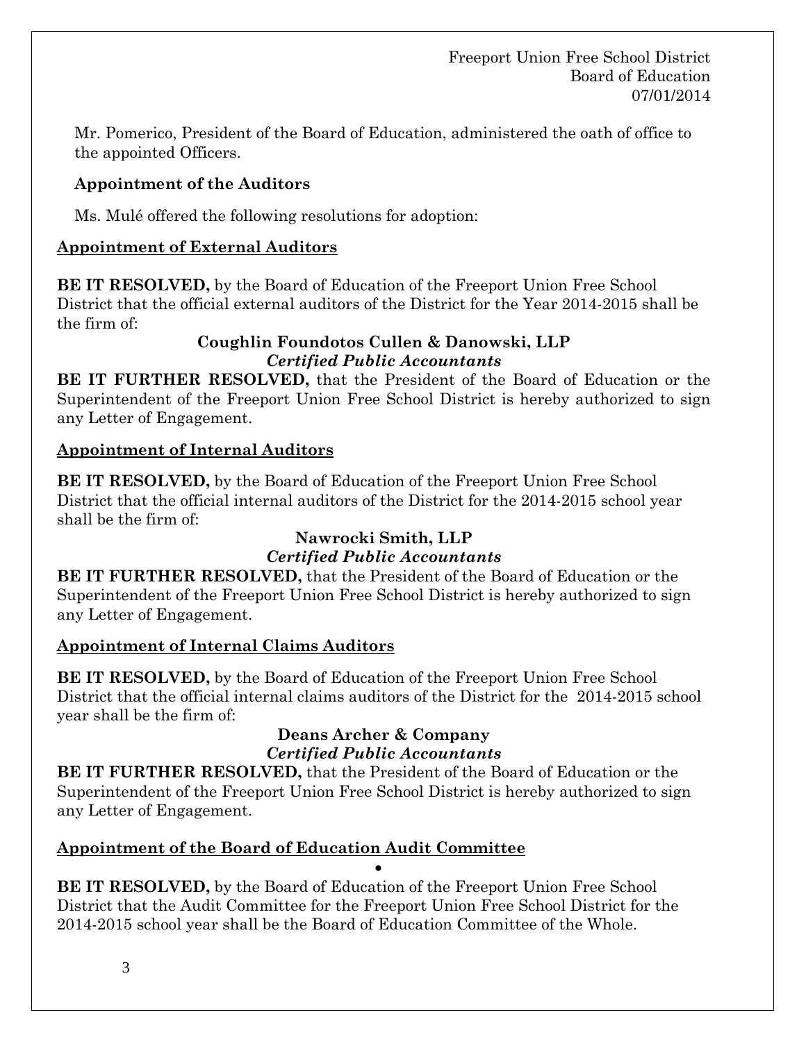Mr. Pomerico, President of the Board of Education, administered the oath of office to the appointed Officers.

**Appointment of the Auditors**

Ms. Mulé offered the following resolutions for adoption:

## Appointment of External Auditors

**BE IT RESOLVED,** by the Board of Education of the Freeport Union Free School District that the official external auditors of the District for the Year 2014-2015 shall be the firm of:

**Coughlin Foundotos Cullen & Danowski, LLP**
***Certified Public Accountants***

**BE IT FURTHER RESOLVED,** that the President of the Board of Education or the Superintendent of the Freeport Union Free School District is hereby authorized to sign any Letter of Engagement.

## Appointment of Internal Auditors

**BE IT RESOLVED,** by the Board of Education of the Freeport Union Free School District that the official internal auditors of the District for the 2014-2015 school year shall be the firm of:

**Nawrocki Smith, LLP**
***Certified Public Accountants***

**BE IT FURTHER RESOLVED,** that the President of the Board of Education or the Superintendent of the Freeport Union Free School District is hereby authorized to sign any Letter of Engagement.

## Appointment of Internal Claims Auditors

**BE IT RESOLVED,** by the Board of Education of the Freeport Union Free School District that the official internal claims auditors of the District for the 2014-2015 school year shall be the firm of:

**Deans Archer & Company**
***Certified Public Accountants***

**BE IT FURTHER RESOLVED,** that the President of the Board of Education or the Superintendent of the Freeport Union Free School District is hereby authorized to sign any Letter of Engagement.

## Appointment of the Board of Education Audit Committee

**BE IT RESOLVED,** by the Board of Education of the Freeport Union Free School District that the Audit Committee for the Freeport Union Free School District for the 2014-2015 school year shall be the Board of Education Committee of the Whole.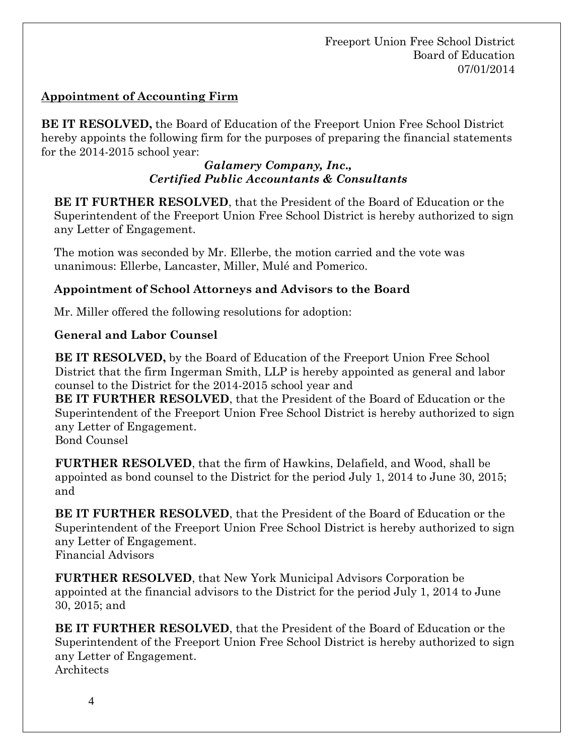Freeport Union Free School District
Board of Education
07/01/2014

## Appointment of Accounting Firm

**BE IT RESOLVED,** the Board of Education of the Freeport Union Free School District hereby appoints the following firm for the purposes of preparing the financial statements for the 2014-2015 school year:

***Galamery Company, Inc.,***
***Certified Public Accountants & Consultants***

**BE IT FURTHER RESOLVED**, that the President of the Board of Education or the Superintendent of the Freeport Union Free School District is hereby authorized to sign any Letter of Engagement.

The motion was seconded by Mr. Ellerbe, the motion carried and the vote was unanimous: Ellerbe, Lancaster, Miller, Mulé and Pomerico.

### Appointment of School Attorneys and Advisors to the Board

Mr. Miller offered the following resolutions for adoption:

### General and Labor Counsel

**BE IT RESOLVED,** by the Board of Education of the Freeport Union Free School District that the firm Ingerman Smith, LLP is hereby appointed as general and labor counsel to the District for the 2014-2015 school year and
**BE IT FURTHER RESOLVED**, that the President of the Board of Education or the Superintendent of the Freeport Union Free School District is hereby authorized to sign any Letter of Engagement.
Bond Counsel

**FURTHER RESOLVED**, that the firm of Hawkins, Delafield, and Wood, shall be appointed as bond counsel to the District for the period July 1, 2014 to June 30, 2015; and

**BE IT FURTHER RESOLVED**, that the President of the Board of Education or the Superintendent of the Freeport Union Free School District is hereby authorized to sign any Letter of Engagement.
Financial Advisors

**FURTHER RESOLVED**, that New York Municipal Advisors Corporation be appointed at the financial advisors to the District for the period July 1, 2014 to June 30, 2015; and

**BE IT FURTHER RESOLVED**, that the President of the Board of Education or the Superintendent of the Freeport Union Free School District is hereby authorized to sign any Letter of Engagement.
Architects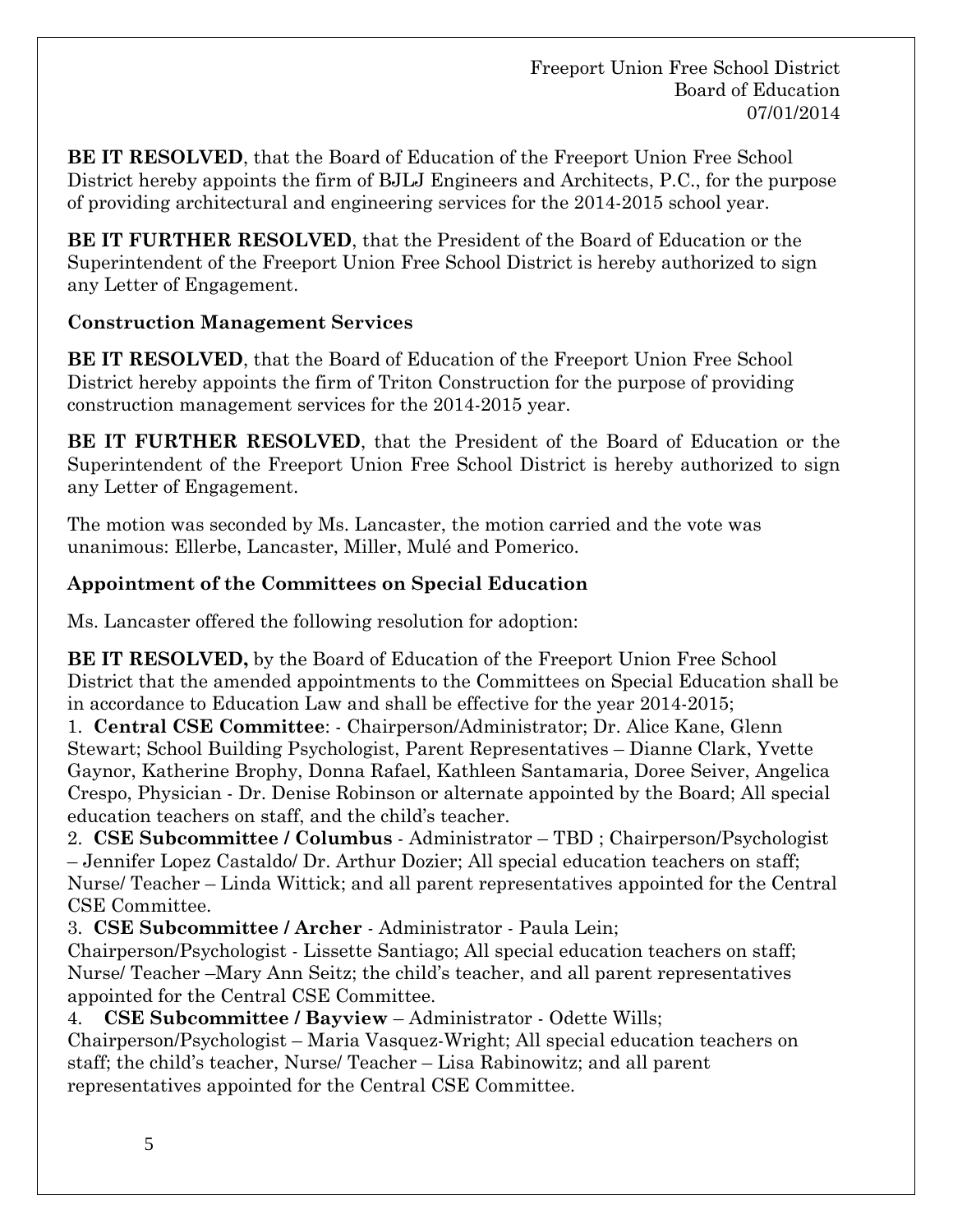**BE IT RESOLVED**, that the Board of Education of the Freeport Union Free School District hereby appoints the firm of BJLJ Engineers and Architects, P.C., for the purpose of providing architectural and engineering services for the 2014-2015 school year.

**BE IT FURTHER RESOLVED**, that the President of the Board of Education or the Superintendent of the Freeport Union Free School District is hereby authorized to sign any Letter of Engagement.

**Construction Management Services**

**BE IT RESOLVED**, that the Board of Education of the Freeport Union Free School District hereby appoints the firm of Triton Construction for the purpose of providing construction management services for the 2014-2015 year.

**BE IT FURTHER RESOLVED**, that the President of the Board of Education or the Superintendent of the Freeport Union Free School District is hereby authorized to sign any Letter of Engagement.

The motion was seconded by Ms. Lancaster, the motion carried and the vote was unanimous: Ellerbe, Lancaster, Miller, Mulé and Pomerico.

**Appointment of the Committees on Special Education**

Ms. Lancaster offered the following resolution for adoption:

**BE IT RESOLVED,** by the Board of Education of the Freeport Union Free School District that the amended appointments to the Committees on Special Education shall be in accordance to Education Law and shall be effective for the year 2014-2015;

1. **Central CSE Committee**: - Chairperson/Administrator; Dr. Alice Kane, Glenn Stewart; School Building Psychologist, Parent Representatives – Dianne Clark, Yvette Gaynor, Katherine Brophy, Donna Rafael, Kathleen Santamaria, Doree Seiver, Angelica Crespo, Physician - Dr. Denise Robinson or alternate appointed by the Board; All special education teachers on staff, and the child's teacher.
2. **CSE Subcommittee / Columbus** - Administrator – TBD ; Chairperson/Psychologist – Jennifer Lopez Castaldo/ Dr. Arthur Dozier; All special education teachers on staff; Nurse/ Teacher – Linda Wittick; and all parent representatives appointed for the Central CSE Committee.
3. **CSE Subcommittee / Archer** - Administrator - Paula Lein; Chairperson/Psychologist - Lissette Santiago; All special education teachers on staff; Nurse/ Teacher –Mary Ann Seitz; the child's teacher, and all parent representatives appointed for the Central CSE Committee.
4. **CSE Subcommittee / Bayview** – Administrator - Odette Wills; Chairperson/Psychologist – Maria Vasquez-Wright; All special education teachers on staff; the child's teacher, Nurse/ Teacher – Lisa Rabinowitz; and all parent representatives appointed for the Central CSE Committee.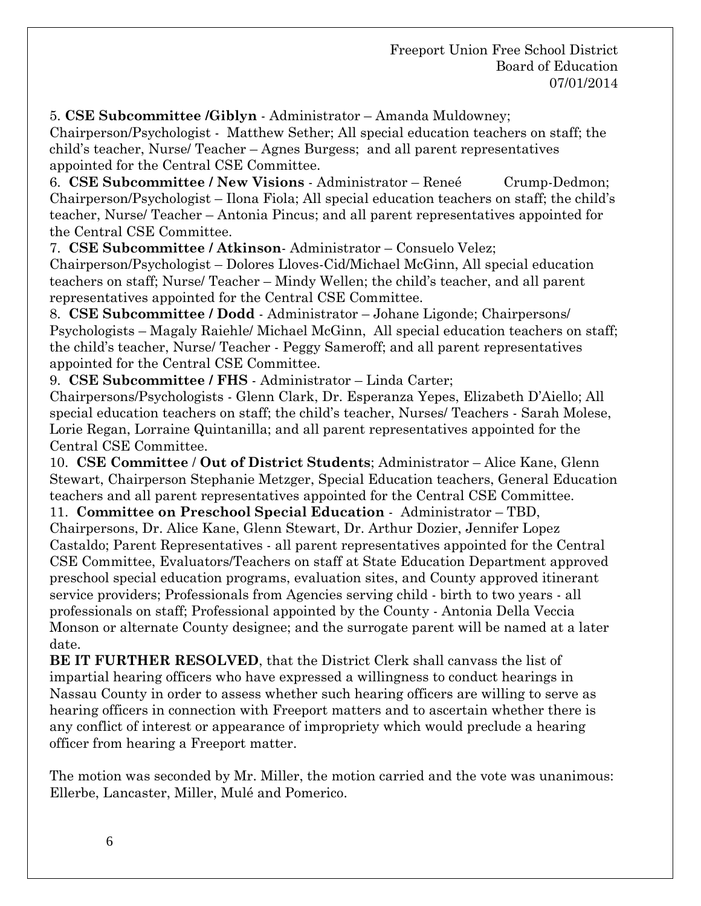5. **CSE Subcommittee /Giblyn** - Administrator – Amanda Muldowney; Chairperson/Psychologist - Matthew Sether; All special education teachers on staff; the child's teacher, Nurse/ Teacher – Agnes Burgess; and all parent representatives appointed for the Central CSE Committee.

6. **CSE Subcommittee / New Visions** - Administrator – Reneé Crump-Dedmon; Chairperson/Psychologist – Ilona Fiola; All special education teachers on staff; the child's teacher, Nurse/ Teacher – Antonia Pincus; and all parent representatives appointed for the Central CSE Committee.

7. **CSE Subcommittee / Atkinson**- Administrator – Consuelo Velez; Chairperson/Psychologist – Dolores Lloves-Cid/Michael McGinn, All special education teachers on staff; Nurse/ Teacher – Mindy Wellen; the child's teacher, and all parent representatives appointed for the Central CSE Committee.

8. **CSE Subcommittee / Dodd** - Administrator – Johane Ligonde; Chairpersons/ Psychologists – Magaly Raiehle/ Michael McGinn, All special education teachers on staff; the child's teacher, Nurse/ Teacher - Peggy Sameroff; and all parent representatives appointed for the Central CSE Committee.

9. **CSE Subcommittee / FHS** - Administrator – Linda Carter; Chairpersons/Psychologists - Glenn Clark, Dr. Esperanza Yepes, Elizabeth D'Aiello; All special education teachers on staff; the child's teacher, Nurses/ Teachers - Sarah Molese, Lorie Regan, Lorraine Quintanilla; and all parent representatives appointed for the Central CSE Committee.

10. **CSE Committee / Out of District Students**; Administrator – Alice Kane, Glenn Stewart, Chairperson Stephanie Metzger, Special Education teachers, General Education teachers and all parent representatives appointed for the Central CSE Committee.

11. **Committee on Preschool Special Education** - Administrator – TBD, Chairpersons, Dr. Alice Kane, Glenn Stewart, Dr. Arthur Dozier, Jennifer Lopez Castaldo; Parent Representatives - all parent representatives appointed for the Central CSE Committee, Evaluators/Teachers on staff at State Education Department approved preschool special education programs, evaluation sites, and County approved itinerant service providers; Professionals from Agencies serving child - birth to two years - all professionals on staff; Professional appointed by the County - Antonia Della Veccia Monson or alternate County designee; and the surrogate parent will be named at a later date.

**BE IT FURTHER RESOLVED**, that the District Clerk shall canvass the list of impartial hearing officers who have expressed a willingness to conduct hearings in Nassau County in order to assess whether such hearing officers are willing to serve as hearing officers in connection with Freeport matters and to ascertain whether there is any conflict of interest or appearance of impropriety which would preclude a hearing officer from hearing a Freeport matter.

The motion was seconded by Mr. Miller, the motion carried and the vote was unanimous: Ellerbe, Lancaster, Miller, Mulé and Pomerico.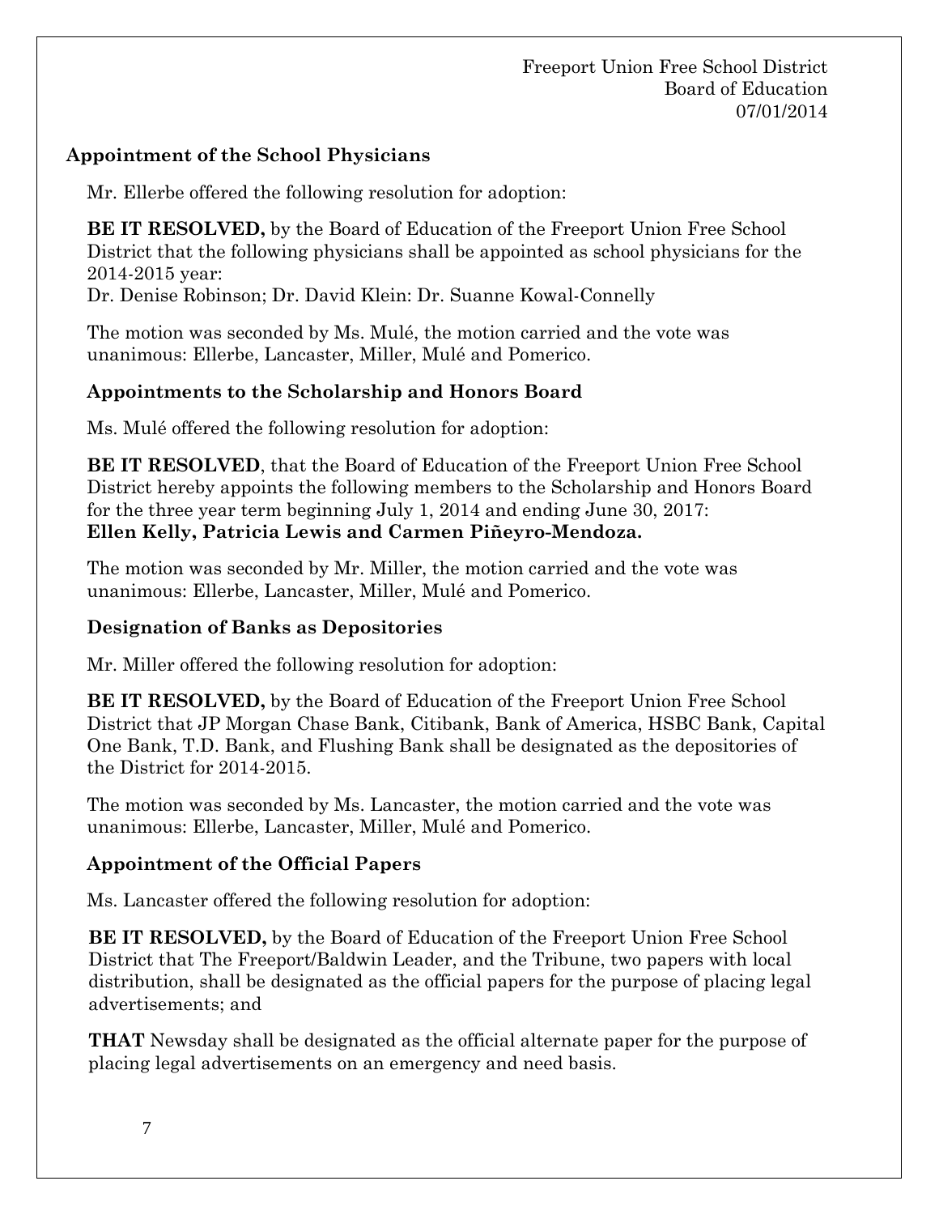## Appointment of the School Physicians

Mr. Ellerbe offered the following resolution for adoption:

**BE IT RESOLVED,** by the Board of Education of the Freeport Union Free School District that the following physicians shall be appointed as school physicians for the 2014-2015 year:
Dr. Denise Robinson; Dr. David Klein: Dr. Suanne Kowal-Connelly

The motion was seconded by Ms. Mulé, the motion carried and the vote was unanimous: Ellerbe, Lancaster, Miller, Mulé and Pomerico.

## Appointments to the Scholarship and Honors Board

Ms. Mulé offered the following resolution for adoption:

**BE IT RESOLVED**, that the Board of Education of the Freeport Union Free School District hereby appoints the following members to the Scholarship and Honors Board for the three year term beginning July 1, 2014 and ending June 30, 2017:
**Ellen Kelly, Patricia Lewis and Carmen Piñeyro-Mendoza.**

The motion was seconded by Mr. Miller, the motion carried and the vote was unanimous: Ellerbe, Lancaster, Miller, Mulé and Pomerico.

## Designation of Banks as Depositories

Mr. Miller offered the following resolution for adoption:

**BE IT RESOLVED,** by the Board of Education of the Freeport Union Free School District that JP Morgan Chase Bank, Citibank, Bank of America, HSBC Bank, Capital One Bank, T.D. Bank, and Flushing Bank shall be designated as the depositories of the District for 2014-2015.

The motion was seconded by Ms. Lancaster, the motion carried and the vote was unanimous: Ellerbe, Lancaster, Miller, Mulé and Pomerico.

## Appointment of the Official Papers

Ms. Lancaster offered the following resolution for adoption:

**BE IT RESOLVED,** by the Board of Education of the Freeport Union Free School District that The Freeport/Baldwin Leader, and the Tribune, two papers with local distribution, shall be designated as the official papers for the purpose of placing legal advertisements; and

**THAT** Newsday shall be designated as the official alternate paper for the purpose of placing legal advertisements on an emergency and need basis.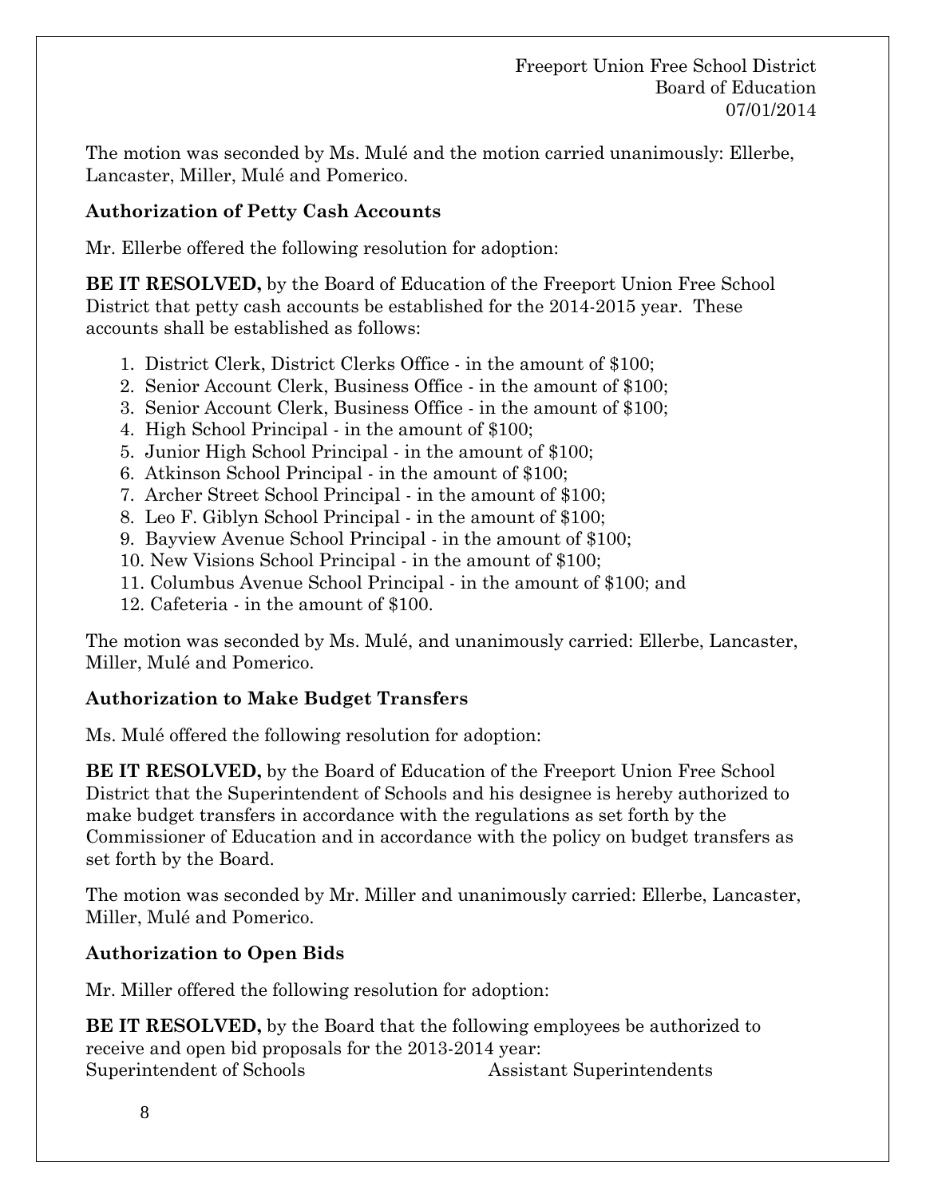The motion was seconded by Ms. Mulé and the motion carried unanimously: Ellerbe, Lancaster, Miller, Mulé and Pomerico.

**Authorization of Petty Cash Accounts**

Mr. Ellerbe offered the following resolution for adoption:

**BE IT RESOLVED,** by the Board of Education of the Freeport Union Free School District that petty cash accounts be established for the 2014-2015 year. These accounts shall be established as follows:

1. District Clerk, District Clerks Office - in the amount of $100;
2. Senior Account Clerk, Business Office - in the amount of $100;
3. Senior Account Clerk, Business Office - in the amount of $100;
4. High School Principal - in the amount of $100;
5. Junior High School Principal - in the amount of $100;
6. Atkinson School Principal - in the amount of $100;
7. Archer Street School Principal - in the amount of $100;
8. Leo F. Giblyn School Principal - in the amount of $100;
9. Bayview Avenue School Principal - in the amount of $100;
10. New Visions School Principal - in the amount of $100;
11. Columbus Avenue School Principal - in the amount of $100; and
12. Cafeteria - in the amount of $100.

The motion was seconded by Ms. Mulé, and unanimously carried: Ellerbe, Lancaster, Miller, Mulé and Pomerico.

**Authorization to Make Budget Transfers**

Ms. Mulé offered the following resolution for adoption:

**BE IT RESOLVED,** by the Board of Education of the Freeport Union Free School District that the Superintendent of Schools and his designee is hereby authorized to make budget transfers in accordance with the regulations as set forth by the Commissioner of Education and in accordance with the policy on budget transfers as set forth by the Board.

The motion was seconded by Mr. Miller and unanimously carried: Ellerbe, Lancaster, Miller, Mulé and Pomerico.

**Authorization to Open Bids**

Mr. Miller offered the following resolution for adoption:

**BE IT RESOLVED,** by the Board that the following employees be authorized to receive and open bid proposals for the 2013-2014 year:

Superintendent of Schools　　　　Assistant Superintendents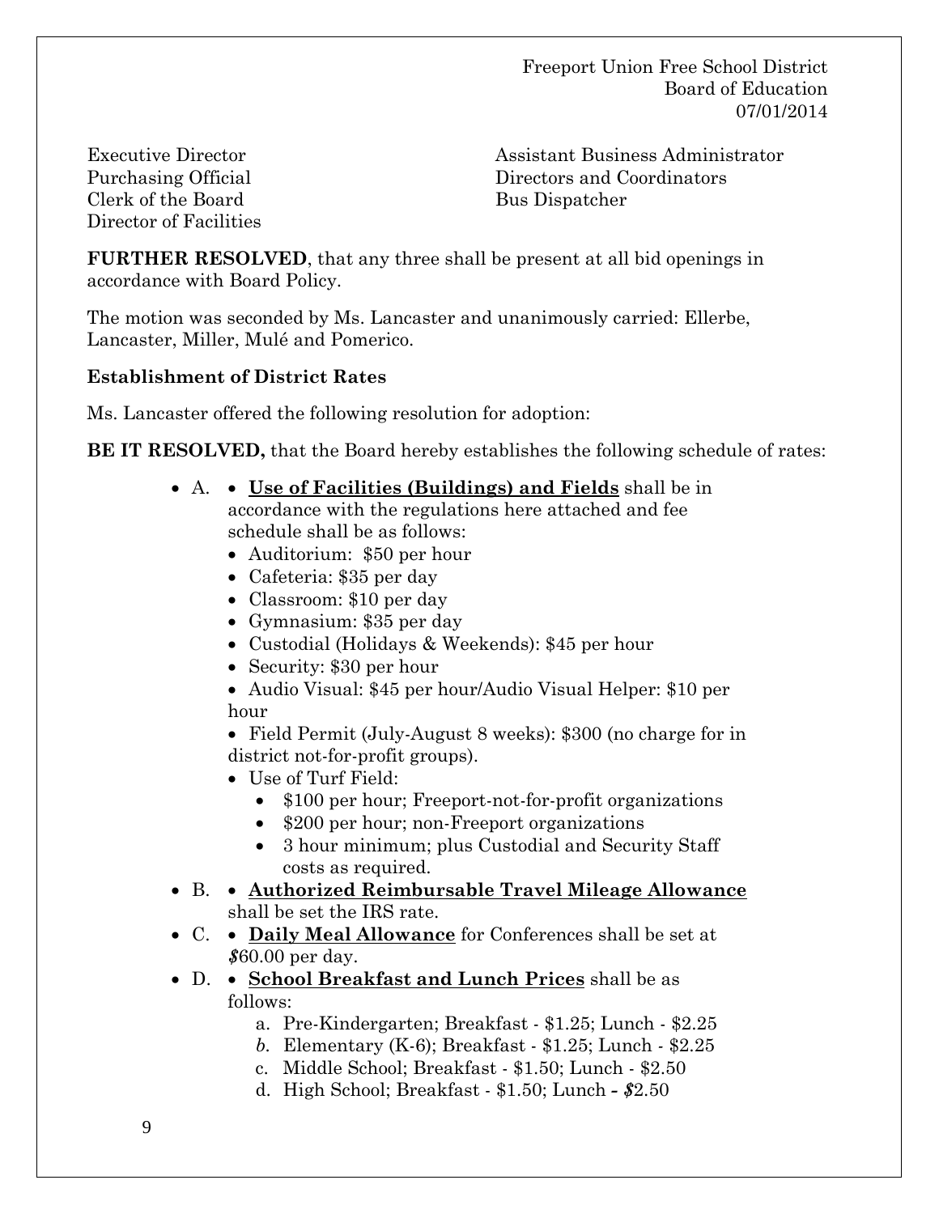Executive Director  
Purchasing Official  
Clerk of the Board  
Director of Facilities  
Assistant Business Administrator  
Directors and Coordinators  
Bus Dispatcher

**FURTHER RESOLVED**, that any three shall be present at all bid openings in accordance with Board Policy.

The motion was seconded by Ms. Lancaster and unanimously carried: Ellerbe, Lancaster, Miller, Mulé and Pomerico.

**Establishment of District Rates**

Ms. Lancaster offered the following resolution for adoption:

**BE IT RESOLVED,** that the Board hereby establishes the following schedule of rates:

- A. • **Use of Facilities (Buildings) and Fields** shall be in accordance with the regulations here attached and fee schedule shall be as follows:
  - Auditorium: $50 per hour
  - Cafeteria: $35 per day
  - Classroom: $10 per day
  - Gymnasium: $35 per day
  - Custodial (Holidays & Weekends): $45 per hour
  - Security: $30 per hour
  - Audio Visual: $45 per hour/Audio Visual Helper: $10 per hour
  - Field Permit (July-August 8 weeks): $300 (no charge for in district not-for-profit groups).
  - Use of Turf Field:
    - $100 per hour; Freeport-not-for-profit organizations
    - $200 per hour; non-Freeport organizations
    - 3 hour minimum; plus Custodial and Security Staff costs as required.
- B. • **Authorized Reimbursable Travel Mileage Allowance** shall be set the IRS rate.
- C. • **Daily Meal Allowance** for Conferences shall be set at $60.00 per day.
- D. • **School Breakfast and Lunch Prices** shall be as follows:
  a. Pre-Kindergarten; Breakfast - $1.25; Lunch - $2.25
  b. Elementary (K-6); Breakfast - $1.25; Lunch - $2.25
  c. Middle School; Breakfast - $1.50; Lunch - $2.50
  d. High School; Breakfast - $1.50; Lunch – $2.50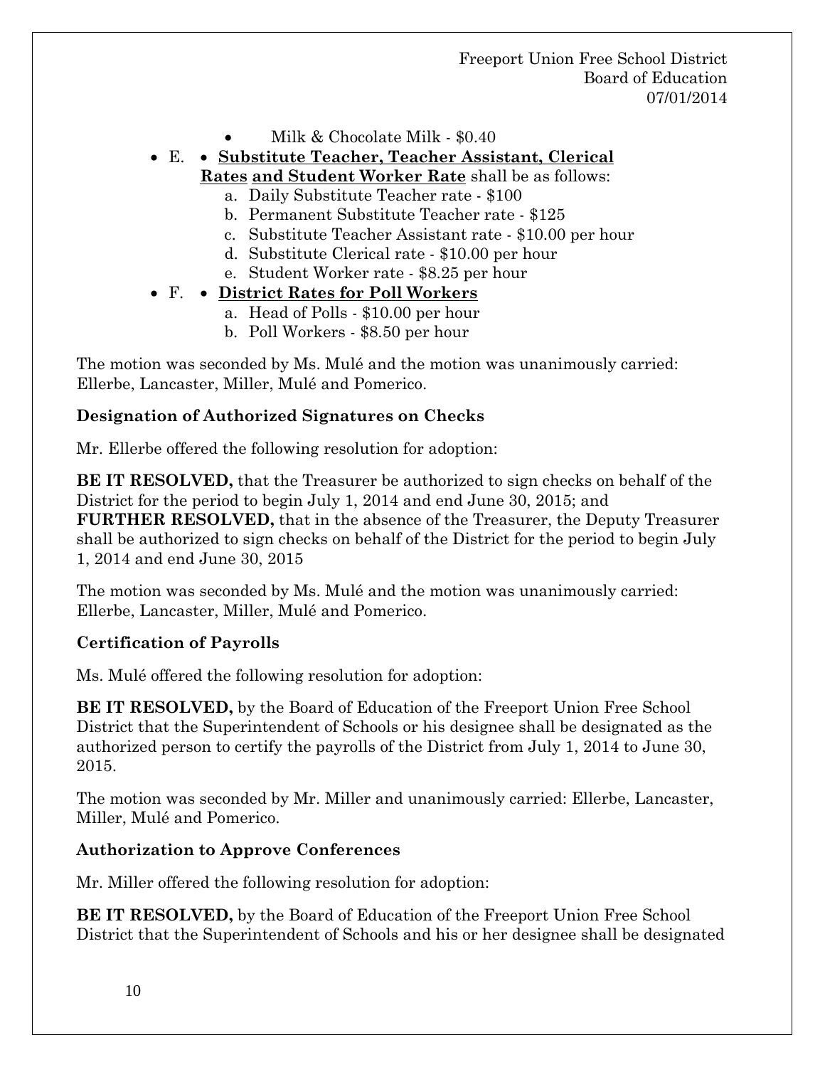- Milk & Chocolate Milk - $0.40

- E. • **Substitute Teacher, Teacher Assistant, Clerical Rates and Student Worker Rate** shall be as follows:
  a. Daily Substitute Teacher rate - $100
  b. Permanent Substitute Teacher rate - $125
  c. Substitute Teacher Assistant rate - $10.00 per hour
  d. Substitute Clerical rate - $10.00 per hour
  e. Student Worker rate - $8.25 per hour
- F. • **District Rates for Poll Workers**
  a. Head of Polls - $10.00 per hour
  b. Poll Workers - $8.50 per hour

The motion was seconded by Ms. Mulé and the motion was unanimously carried: Ellerbe, Lancaster, Miller, Mulé and Pomerico.

**Designation of Authorized Signatures on Checks**

Mr. Ellerbe offered the following resolution for adoption:

**BE IT RESOLVED,** that the Treasurer be authorized to sign checks on behalf of the District for the period to begin July 1, 2014 and end June 30, 2015; and
**FURTHER RESOLVED,** that in the absence of the Treasurer, the Deputy Treasurer shall be authorized to sign checks on behalf of the District for the period to begin July 1, 2014 and end June 30, 2015

The motion was seconded by Ms. Mulé and the motion was unanimously carried: Ellerbe, Lancaster, Miller, Mulé and Pomerico.

**Certification of Payrolls**

Ms. Mulé offered the following resolution for adoption:

**BE IT RESOLVED,** by the Board of Education of the Freeport Union Free School District that the Superintendent of Schools or his designee shall be designated as the authorized person to certify the payrolls of the District from July 1, 2014 to June 30, 2015.

The motion was seconded by Mr. Miller and unanimously carried: Ellerbe, Lancaster, Miller, Mulé and Pomerico.

**Authorization to Approve Conferences**

Mr. Miller offered the following resolution for adoption:

**BE IT RESOLVED,** by the Board of Education of the Freeport Union Free School District that the Superintendent of Schools and his or her designee shall be designated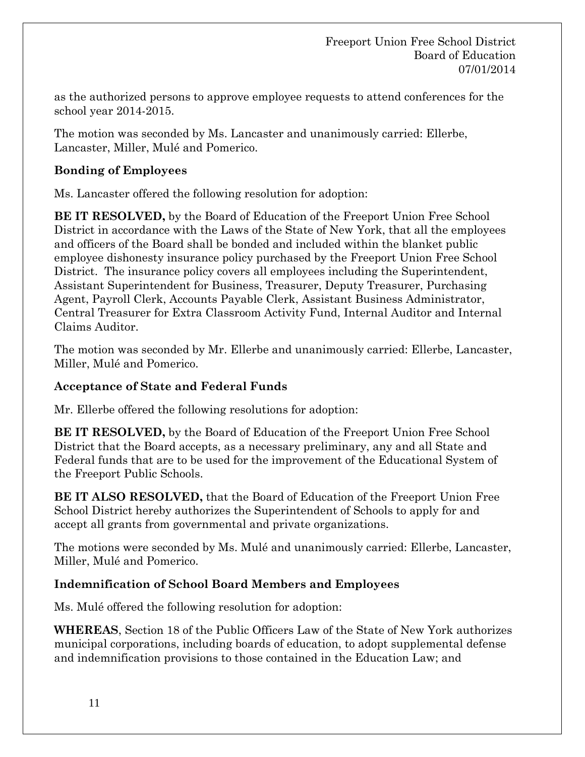as the authorized persons to approve employee requests to attend conferences for the school year 2014-2015.

The motion was seconded by Ms. Lancaster and unanimously carried: Ellerbe, Lancaster, Miller, Mulé and Pomerico.

**Bonding of Employees**

Ms. Lancaster offered the following resolution for adoption:

**BE IT RESOLVED,** by the Board of Education of the Freeport Union Free School District in accordance with the Laws of the State of New York, that all the employees and officers of the Board shall be bonded and included within the blanket public employee dishonesty insurance policy purchased by the Freeport Union Free School District. The insurance policy covers all employees including the Superintendent, Assistant Superintendent for Business, Treasurer, Deputy Treasurer, Purchasing Agent, Payroll Clerk, Accounts Payable Clerk, Assistant Business Administrator, Central Treasurer for Extra Classroom Activity Fund, Internal Auditor and Internal Claims Auditor.

The motion was seconded by Mr. Ellerbe and unanimously carried: Ellerbe, Lancaster, Miller, Mulé and Pomerico.

**Acceptance of State and Federal Funds**

Mr. Ellerbe offered the following resolutions for adoption:

**BE IT RESOLVED,** by the Board of Education of the Freeport Union Free School District that the Board accepts, as a necessary preliminary, any and all State and Federal funds that are to be used for the improvement of the Educational System of the Freeport Public Schools.

**BE IT ALSO RESOLVED,** that the Board of Education of the Freeport Union Free School District hereby authorizes the Superintendent of Schools to apply for and accept all grants from governmental and private organizations.

The motions were seconded by Ms. Mulé and unanimously carried: Ellerbe, Lancaster, Miller, Mulé and Pomerico.

**Indemnification of School Board Members and Employees**

Ms. Mulé offered the following resolution for adoption:

**WHEREAS**, Section 18 of the Public Officers Law of the State of New York authorizes municipal corporations, including boards of education, to adopt supplemental defense and indemnification provisions to those contained in the Education Law; and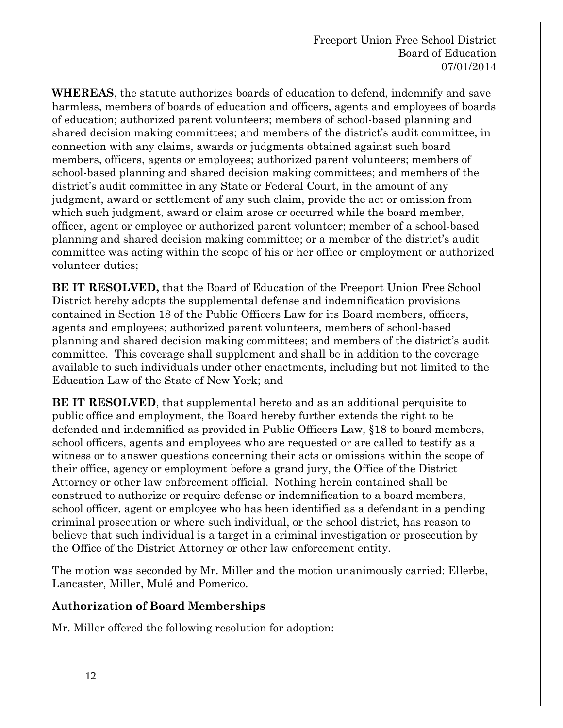**WHEREAS**, the statute authorizes boards of education to defend, indemnify and save harmless, members of boards of education and officers, agents and employees of boards of education; authorized parent volunteers; members of school-based planning and shared decision making committees; and members of the district's audit committee, in connection with any claims, awards or judgments obtained against such board members, officers, agents or employees; authorized parent volunteers; members of school-based planning and shared decision making committees; and members of the district's audit committee in any State or Federal Court, in the amount of any judgment, award or settlement of any such claim, provide the act or omission from which such judgment, award or claim arose or occurred while the board member, officer, agent or employee or authorized parent volunteer; member of a school-based planning and shared decision making committee; or a member of the district's audit committee was acting within the scope of his or her office or employment or authorized volunteer duties;

**BE IT RESOLVED,** that the Board of Education of the Freeport Union Free School District hereby adopts the supplemental defense and indemnification provisions contained in Section 18 of the Public Officers Law for its Board members, officers, agents and employees; authorized parent volunteers, members of school-based planning and shared decision making committees; and members of the district's audit committee. This coverage shall supplement and shall be in addition to the coverage available to such individuals under other enactments, including but not limited to the Education Law of the State of New York; and

**BE IT RESOLVED**, that supplemental hereto and as an additional perquisite to public office and employment, the Board hereby further extends the right to be defended and indemnified as provided in Public Officers Law, §18 to board members, school officers, agents and employees who are requested or are called to testify as a witness or to answer questions concerning their acts or omissions within the scope of their office, agency or employment before a grand jury, the Office of the District Attorney or other law enforcement official. Nothing herein contained shall be construed to authorize or require defense or indemnification to a board members, school officer, agent or employee who has been identified as a defendant in a pending criminal prosecution or where such individual, or the school district, has reason to believe that such individual is a target in a criminal investigation or prosecution by the Office of the District Attorney or other law enforcement entity.

The motion was seconded by Mr. Miller and the motion unanimously carried: Ellerbe, Lancaster, Miller, Mulé and Pomerico.

### Authorization of Board Memberships

Mr. Miller offered the following resolution for adoption: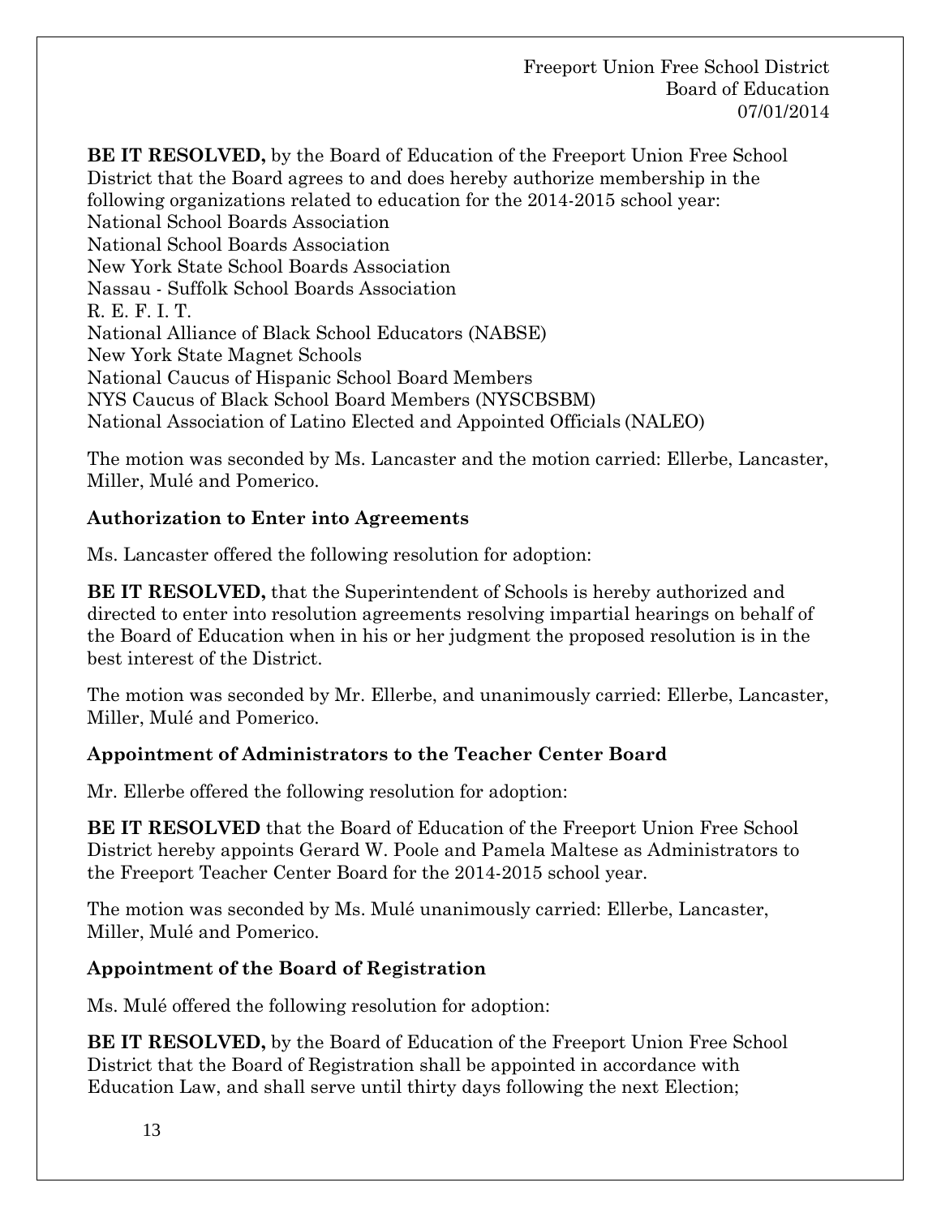**BE IT RESOLVED,** by the Board of Education of the Freeport Union Free School District that the Board agrees to and does hereby authorize membership in the following organizations related to education for the 2014-2015 school year:
National School Boards Association
National School Boards Association
New York State School Boards Association
Nassau - Suffolk School Boards Association
R. E. F. I. T.
National Alliance of Black School Educators (NABSE)
New York State Magnet Schools
National Caucus of Hispanic School Board Members
NYS Caucus of Black School Board Members (NYSCBSBM)
National Association of Latino Elected and Appointed Officials (NALEO)

The motion was seconded by Ms. Lancaster and the motion carried: Ellerbe, Lancaster, Miller, Mulé and Pomerico.

**Authorization to Enter into Agreements**

Ms. Lancaster offered the following resolution for adoption:

**BE IT RESOLVED,** that the Superintendent of Schools is hereby authorized and directed to enter into resolution agreements resolving impartial hearings on behalf of the Board of Education when in his or her judgment the proposed resolution is in the best interest of the District.

The motion was seconded by Mr. Ellerbe, and unanimously carried: Ellerbe, Lancaster, Miller, Mulé and Pomerico.

**Appointment of Administrators to the Teacher Center Board**

Mr. Ellerbe offered the following resolution for adoption:

**BE IT RESOLVED** that the Board of Education of the Freeport Union Free School District hereby appoints Gerard W. Poole and Pamela Maltese as Administrators to the Freeport Teacher Center Board for the 2014-2015 school year.

The motion was seconded by Ms. Mulé unanimously carried: Ellerbe, Lancaster, Miller, Mulé and Pomerico.

**Appointment of the Board of Registration**

Ms. Mulé offered the following resolution for adoption:

**BE IT RESOLVED,** by the Board of Education of the Freeport Union Free School District that the Board of Registration shall be appointed in accordance with Education Law, and shall serve until thirty days following the next Election;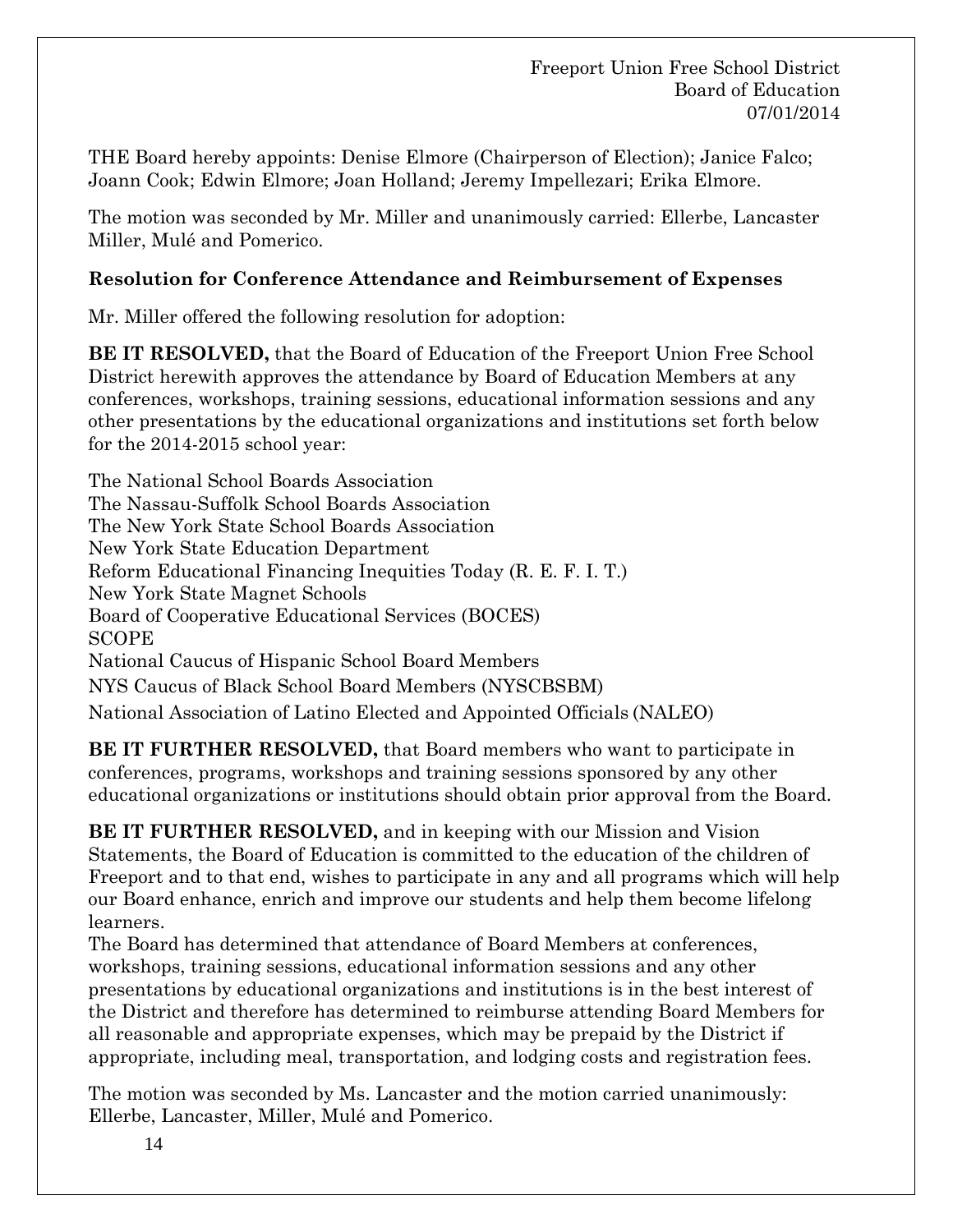THE Board hereby appoints: Denise Elmore (Chairperson of Election); Janice Falco; Joann Cook; Edwin Elmore; Joan Holland; Jeremy Impellezari; Erika Elmore.

The motion was seconded by Mr. Miller and unanimously carried: Ellerbe, Lancaster Miller, Mulé and Pomerico.

**Resolution for Conference Attendance and Reimbursement of Expenses**

Mr. Miller offered the following resolution for adoption:

**BE IT RESOLVED,** that the Board of Education of the Freeport Union Free School District herewith approves the attendance by Board of Education Members at any conferences, workshops, training sessions, educational information sessions and any other presentations by the educational organizations and institutions set forth below for the 2014-2015 school year:

The National School Boards Association
The Nassau-Suffolk School Boards Association
The New York State School Boards Association
New York State Education Department
Reform Educational Financing Inequities Today (R. E. F. I. T.)
New York State Magnet Schools
Board of Cooperative Educational Services (BOCES)
SCOPE
National Caucus of Hispanic School Board Members
NYS Caucus of Black School Board Members (NYSCBSBM)
National Association of Latino Elected and Appointed Officials (NALEO)

**BE IT FURTHER RESOLVED,** that Board members who want to participate in conferences, programs, workshops and training sessions sponsored by any other educational organizations or institutions should obtain prior approval from the Board.

**BE IT FURTHER RESOLVED,** and in keeping with our Mission and Vision Statements, the Board of Education is committed to the education of the children of Freeport and to that end, wishes to participate in any and all programs which will help our Board enhance, enrich and improve our students and help them become lifelong learners.
The Board has determined that attendance of Board Members at conferences, workshops, training sessions, educational information sessions and any other presentations by educational organizations and institutions is in the best interest of the District and therefore has determined to reimburse attending Board Members for all reasonable and appropriate expenses, which may be prepaid by the District if appropriate, including meal, transportation, and lodging costs and registration fees.

The motion was seconded by Ms. Lancaster and the motion carried unanimously: Ellerbe, Lancaster, Miller, Mulé and Pomerico.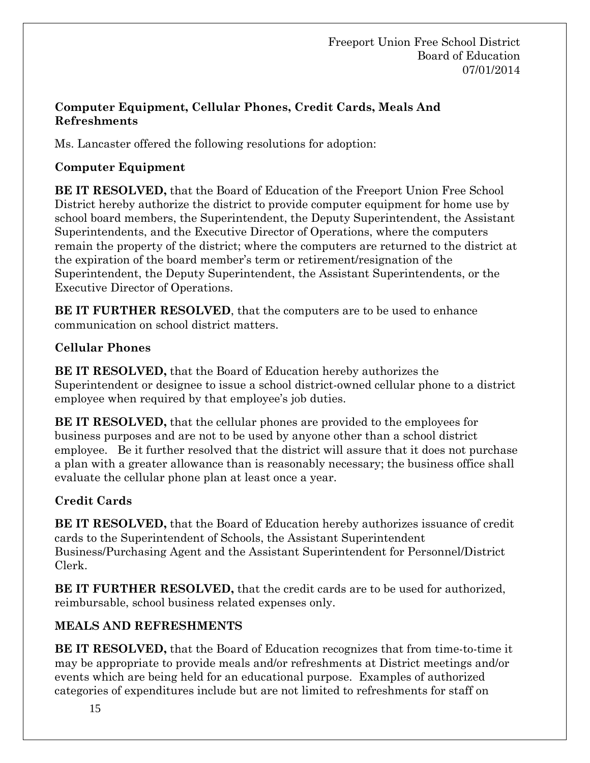### Computer Equipment, Cellular Phones, Credit Cards, Meals And Refreshments

Ms. Lancaster offered the following resolutions for adoption:

#### Computer Equipment

**BE IT RESOLVED,** that the Board of Education of the Freeport Union Free School District hereby authorize the district to provide computer equipment for home use by school board members, the Superintendent, the Deputy Superintendent, the Assistant Superintendents, and the Executive Director of Operations, where the computers remain the property of the district; where the computers are returned to the district at the expiration of the board member's term or retirement/resignation of the Superintendent, the Deputy Superintendent, the Assistant Superintendents, or the Executive Director of Operations.

**BE IT FURTHER RESOLVED**, that the computers are to be used to enhance communication on school district matters.

#### Cellular Phones

**BE IT RESOLVED,** that the Board of Education hereby authorizes the Superintendent or designee to issue a school district-owned cellular phone to a district employee when required by that employee's job duties.

**BE IT RESOLVED,** that the cellular phones are provided to the employees for business purposes and are not to be used by anyone other than a school district employee. Be it further resolved that the district will assure that it does not purchase a plan with a greater allowance than is reasonably necessary; the business office shall evaluate the cellular phone plan at least once a year.

#### Credit Cards

**BE IT RESOLVED,** that the Board of Education hereby authorizes issuance of credit cards to the Superintendent of Schools, the Assistant Superintendent Business/Purchasing Agent and the Assistant Superintendent for Personnel/District Clerk.

**BE IT FURTHER RESOLVED,** that the credit cards are to be used for authorized, reimbursable, school business related expenses only.

#### MEALS AND REFRESHMENTS

**BE IT RESOLVED,** that the Board of Education recognizes that from time-to-time it may be appropriate to provide meals and/or refreshments at District meetings and/or events which are being held for an educational purpose. Examples of authorized categories of expenditures include but are not limited to refreshments for staff on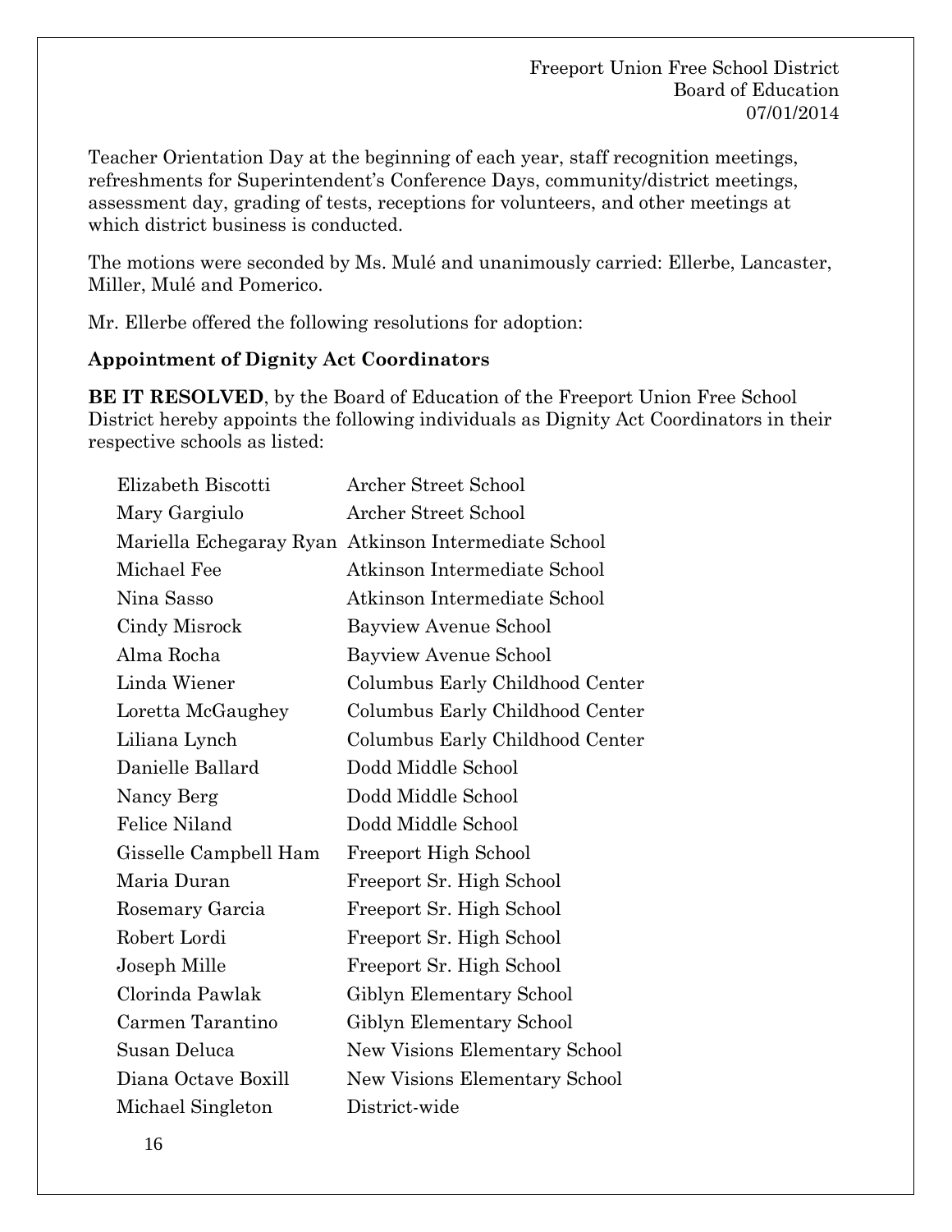Teacher Orientation Day at the beginning of each year, staff recognition meetings, refreshments for Superintendent's Conference Days, community/district meetings, assessment day, grading of tests, receptions for volunteers, and other meetings at which district business is conducted.

The motions were seconded by Ms. Mulé and unanimously carried: Ellerbe, Lancaster, Miller, Mulé and Pomerico.

Mr. Ellerbe offered the following resolutions for adoption:

**Appointment of Dignity Act Coordinators**

**BE IT RESOLVED**, by the Board of Education of the Freeport Union Free School District hereby appoints the following individuals as Dignity Act Coordinators in their respective schools as listed:

| | |
|---|---|
| Elizabeth Biscotti | Archer Street School |
| Mary Gargiulo | Archer Street School |
| Mariella Echegaray Ryan | Atkinson Intermediate School |
| Michael Fee | Atkinson Intermediate School |
| Nina Sasso | Atkinson Intermediate School |
| Cindy Misrock | Bayview Avenue School |
| Alma Rocha | Bayview Avenue School |
| Linda Wiener | Columbus Early Childhood Center |
| Loretta McGaughey | Columbus Early Childhood Center |
| Liliana Lynch | Columbus Early Childhood Center |
| Danielle Ballard | Dodd Middle School |
| Nancy Berg | Dodd Middle School |
| Felice Niland | Dodd Middle School |
| Gisselle Campbell Ham | Freeport High School |
| Maria Duran | Freeport Sr. High School |
| Rosemary Garcia | Freeport Sr. High School |
| Robert Lordi | Freeport Sr. High School |
| Joseph Mille | Freeport Sr. High School |
| Clorinda Pawlak | Giblyn Elementary School |
| Carmen Tarantino | Giblyn Elementary School |
| Susan Deluca | New Visions Elementary School |
| Diana Octave Boxill | New Visions Elementary School |
| Michael Singleton | District-wide |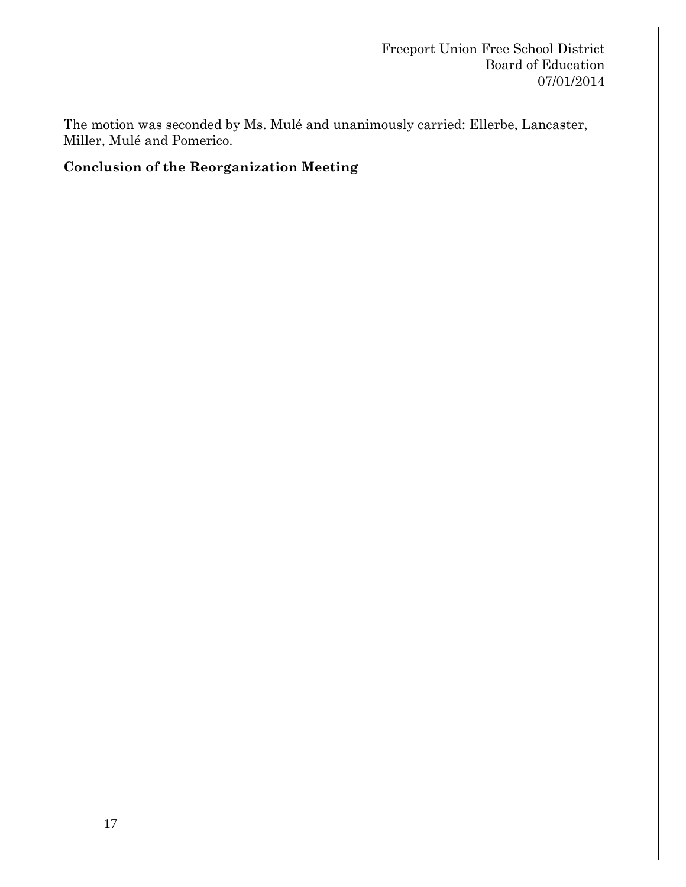The motion was seconded by Ms. Mulé and unanimously carried: Ellerbe, Lancaster, Miller, Mulé and Pomerico.

**Conclusion of the Reorganization Meeting**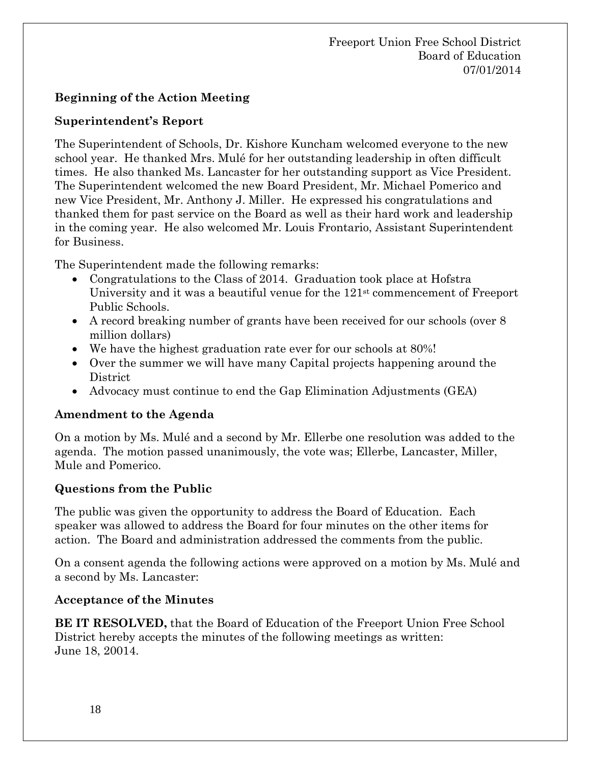Freeport Union Free School District
Board of Education
07/01/2014

**Beginning of the Action Meeting**

**Superintendent's Report**

The Superintendent of Schools, Dr. Kishore Kuncham welcomed everyone to the new school year. He thanked Mrs. Mulé for her outstanding leadership in often difficult times. He also thanked Ms. Lancaster for her outstanding support as Vice President. The Superintendent welcomed the new Board President, Mr. Michael Pomerico and new Vice President, Mr. Anthony J. Miller. He expressed his congratulations and thanked them for past service on the Board as well as their hard work and leadership in the coming year. He also welcomed Mr. Louis Frontario, Assistant Superintendent for Business.

The Superintendent made the following remarks:

- Congratulations to the Class of 2014. Graduation took place at Hofstra University and it was a beautiful venue for the 121st commencement of Freeport Public Schools.
- A record breaking number of grants have been received for our schools (over 8 million dollars)
- We have the highest graduation rate ever for our schools at 80%!
- Over the summer we will have many Capital projects happening around the District
- Advocacy must continue to end the Gap Elimination Adjustments (GEA)

**Amendment to the Agenda**

On a motion by Ms. Mulé and a second by Mr. Ellerbe one resolution was added to the agenda. The motion passed unanimously, the vote was; Ellerbe, Lancaster, Miller, Mule and Pomerico.

**Questions from the Public**

The public was given the opportunity to address the Board of Education. Each speaker was allowed to address the Board for four minutes on the other items for action. The Board and administration addressed the comments from the public.

On a consent agenda the following actions were approved on a motion by Ms. Mulé and a second by Ms. Lancaster:

**Acceptance of the Minutes**

**BE IT RESOLVED,** that the Board of Education of the Freeport Union Free School District hereby accepts the minutes of the following meetings as written:
June 18, 20014.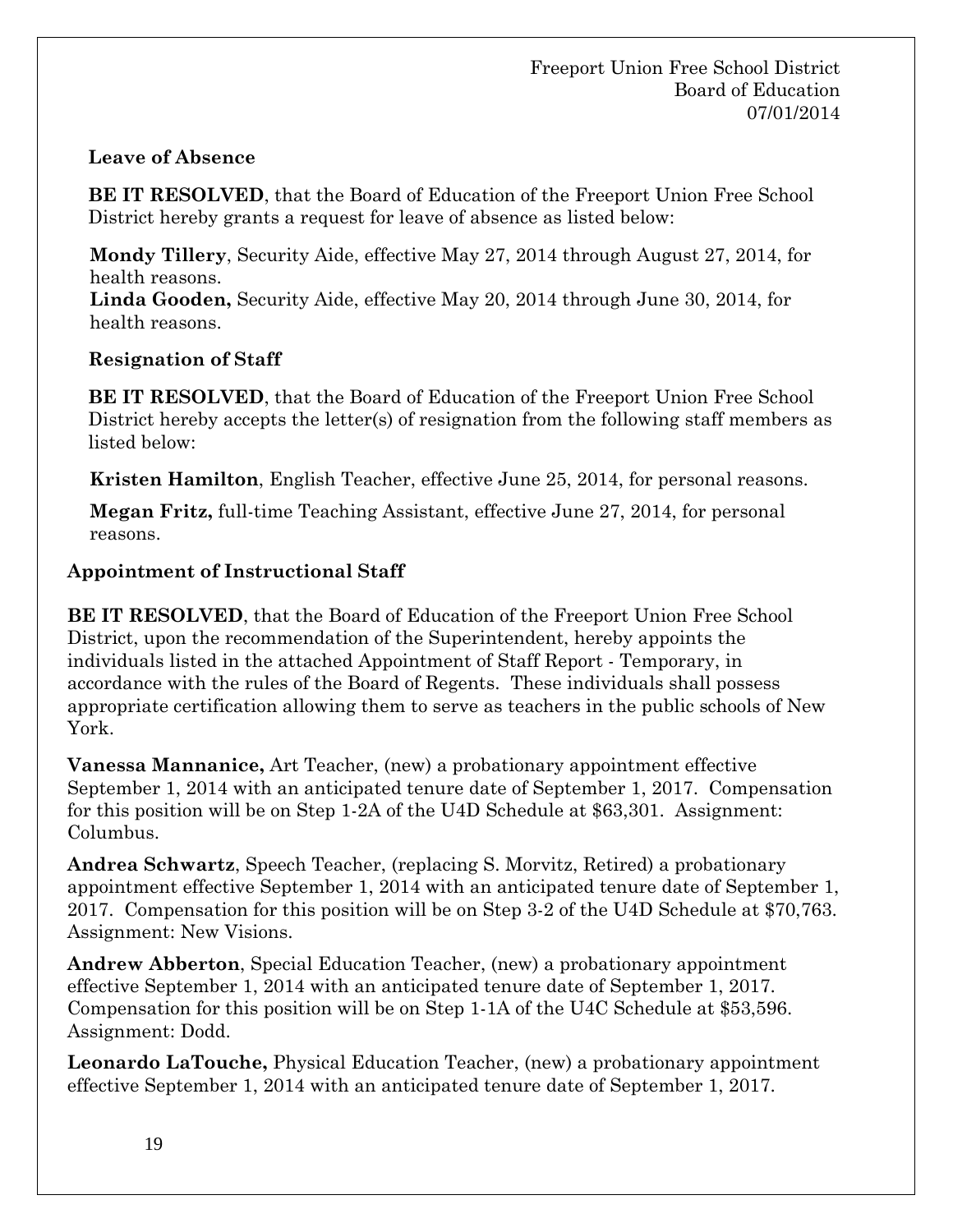**Leave of Absence**

**BE IT RESOLVED**, that the Board of Education of the Freeport Union Free School District hereby grants a request for leave of absence as listed below:

**Mondy Tillery**, Security Aide, effective May 27, 2014 through August 27, 2014, for health reasons.
**Linda Gooden,** Security Aide, effective May 20, 2014 through June 30, 2014, for health reasons.

**Resignation of Staff**

**BE IT RESOLVED**, that the Board of Education of the Freeport Union Free School District hereby accepts the letter(s) of resignation from the following staff members as listed below:

**Kristen Hamilton**, English Teacher, effective June 25, 2014, for personal reasons.

**Megan Fritz,** full-time Teaching Assistant, effective June 27, 2014, for personal reasons.

**Appointment of Instructional Staff**

**BE IT RESOLVED**, that the Board of Education of the Freeport Union Free School District, upon the recommendation of the Superintendent, hereby appoints the individuals listed in the attached Appointment of Staff Report - Temporary, in accordance with the rules of the Board of Regents. These individuals shall possess appropriate certification allowing them to serve as teachers in the public schools of New York.

**Vanessa Mannanice,** Art Teacher, (new) a probationary appointment effective September 1, 2014 with an anticipated tenure date of September 1, 2017. Compensation for this position will be on Step 1-2A of the U4D Schedule at $63,301. Assignment: Columbus.

**Andrea Schwartz**, Speech Teacher, (replacing S. Morvitz, Retired) a probationary appointment effective September 1, 2014 with an anticipated tenure date of September 1, 2017. Compensation for this position will be on Step 3-2 of the U4D Schedule at $70,763. Assignment: New Visions.

**Andrew Abberton**, Special Education Teacher, (new) a probationary appointment effective September 1, 2014 with an anticipated tenure date of September 1, 2017. Compensation for this position will be on Step 1-1A of the U4C Schedule at $53,596. Assignment: Dodd.

**Leonardo LaTouche,** Physical Education Teacher, (new) a probationary appointment effective September 1, 2014 with an anticipated tenure date of September 1, 2017.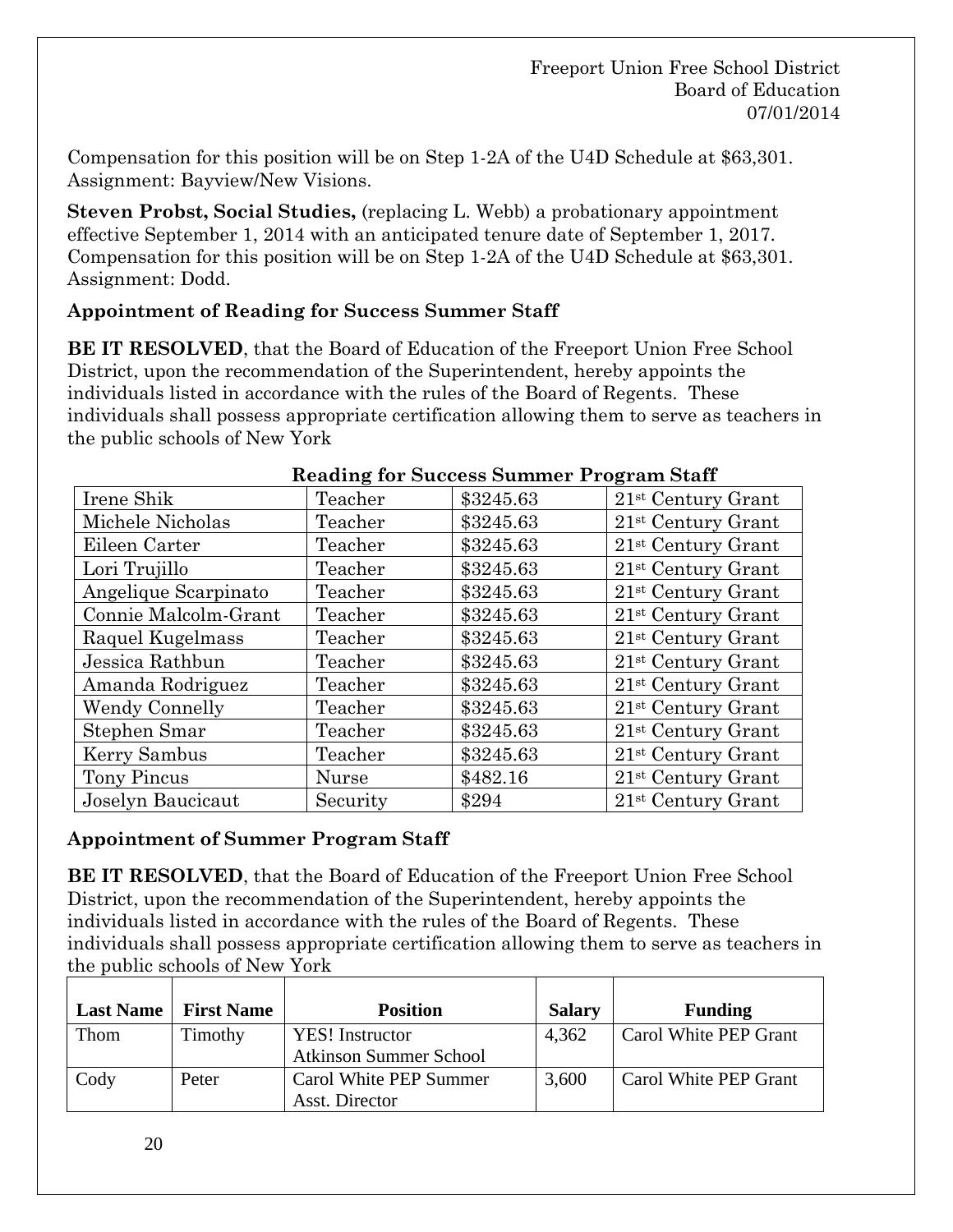Compensation for this position will be on Step 1-2A of the U4D Schedule at $63,301. Assignment: Bayview/New Visions.

**Steven Probst, Social Studies,** (replacing L. Webb) a probationary appointment effective September 1, 2014 with an anticipated tenure date of September 1, 2017. Compensation for this position will be on Step 1-2A of the U4D Schedule at $63,301. Assignment: Dodd.

### Appointment of Reading for Success Summer Staff

**BE IT RESOLVED**, that the Board of Education of the Freeport Union Free School District, upon the recommendation of the Superintendent, hereby appoints the individuals listed in accordance with the rules of the Board of Regents. These individuals shall possess appropriate certification allowing them to serve as teachers in the public schools of New York

**Reading for Success Summer Program Staff**

| Name | Position | Salary | Funding |
|---|---|---|---|
| Irene Shik | Teacher | $3245.63 | 21st Century Grant |
| Michele Nicholas | Teacher | $3245.63 | 21st Century Grant |
| Eileen Carter | Teacher | $3245.63 | 21st Century Grant |
| Lori Trujillo | Teacher | $3245.63 | 21st Century Grant |
| Angelique Scarpinato | Teacher | $3245.63 | 21st Century Grant |
| Connie Malcolm-Grant | Teacher | $3245.63 | 21st Century Grant |
| Raquel Kugelmass | Teacher | $3245.63 | 21st Century Grant |
| Jessica Rathbun | Teacher | $3245.63 | 21st Century Grant |
| Amanda Rodriguez | Teacher | $3245.63 | 21st Century Grant |
| Wendy Connelly | Teacher | $3245.63 | 21st Century Grant |
| Stephen Smar | Teacher | $3245.63 | 21st Century Grant |
| Kerry Sambus | Teacher | $3245.63 | 21st Century Grant |
| Tony Pincus | Nurse | $482.16 | 21st Century Grant |
| Joselyn Baucicaut | Security | $294 | 21st Century Grant |

### Appointment of Summer Program Staff

**BE IT RESOLVED**, that the Board of Education of the Freeport Union Free School District, upon the recommendation of the Superintendent, hereby appoints the individuals listed in accordance with the rules of the Board of Regents. These individuals shall possess appropriate certification allowing them to serve as teachers in the public schools of New York

| Last Name | First Name | Position | Salary | Funding |
|---|---|---|---|---|
| Thom | Timothy | YES! Instructor Atkinson Summer School | 4,362 | Carol White PEP Grant |
| Cody | Peter | Carol White PEP Summer Asst. Director | 3,600 | Carol White PEP Grant |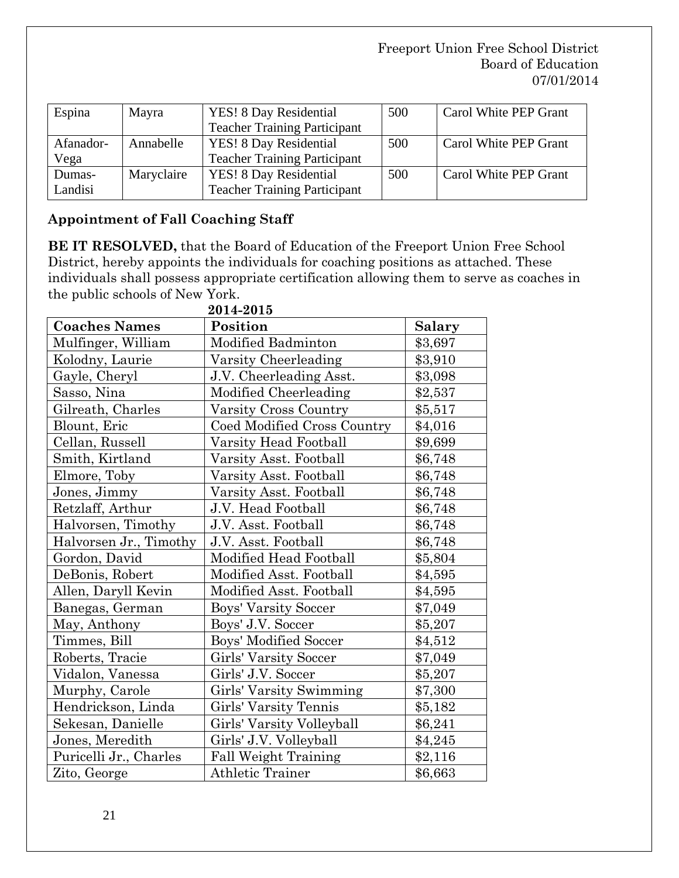| Espina | Mayra | YES! 8 Day Residential Teacher Training Participant | 500 | Carol White PEP Grant |
|---|---|---|---|---|
| Afanador-Vega | Annabelle | YES! 8 Day Residential Teacher Training Participant | 500 | Carol White PEP Grant |
| Dumas-Landisi | Maryclaire | YES! 8 Day Residential Teacher Training Participant | 500 | Carol White PEP Grant |

**Appointment of Fall Coaching Staff**

**BE IT RESOLVED,** that the Board of Education of the Freeport Union Free School District, hereby appoints the individuals for coaching positions as attached. These individuals shall possess appropriate certification allowing them to serve as coaches in the public schools of New York.

**2014-2015**

| Coaches Names | Position | Salary |
|---|---|---|
| Mulfinger, William | Modified Badminton | $3,697 |
| Kolodny, Laurie | Varsity Cheerleading | $3,910 |
| Gayle, Cheryl | J.V. Cheerleading Asst. | $3,098 |
| Sasso, Nina | Modified Cheerleading | $2,537 |
| Gilreath, Charles | Varsity Cross Country | $5,517 |
| Blount, Eric | Coed Modified Cross Country | $4,016 |
| Cellan, Russell | Varsity Head Football | $9,699 |
| Smith, Kirtland | Varsity Asst. Football | $6,748 |
| Elmore, Toby | Varsity Asst. Football | $6,748 |
| Jones, Jimmy | Varsity Asst. Football | $6,748 |
| Retzlaff, Arthur | J.V. Head Football | $6,748 |
| Halvorsen, Timothy | J.V. Asst. Football | $6,748 |
| Halvorsen Jr., Timothy | J.V. Asst. Football | $6,748 |
| Gordon, David | Modified Head Football | $5,804 |
| DeBonis, Robert | Modified Asst. Football | $4,595 |
| Allen, Daryll Kevin | Modified Asst. Football | $4,595 |
| Banegas, German | Boys' Varsity Soccer | $7,049 |
| May, Anthony | Boys' J.V. Soccer | $5,207 |
| Timmes, Bill | Boys' Modified Soccer | $4,512 |
| Roberts, Tracie | Girls' Varsity Soccer | $7,049 |
| Vidalon, Vanessa | Girls' J.V. Soccer | $5,207 |
| Murphy, Carole | Girls' Varsity Swimming | $7,300 |
| Hendrickson, Linda | Girls' Varsity Tennis | $5,182 |
| Sekesan, Danielle | Girls' Varsity Volleyball | $6,241 |
| Jones, Meredith | Girls' J.V. Volleyball | $4,245 |
| Puricelli Jr., Charles | Fall Weight Training | $2,116 |
| Zito, George | Athletic Trainer | $6,663 |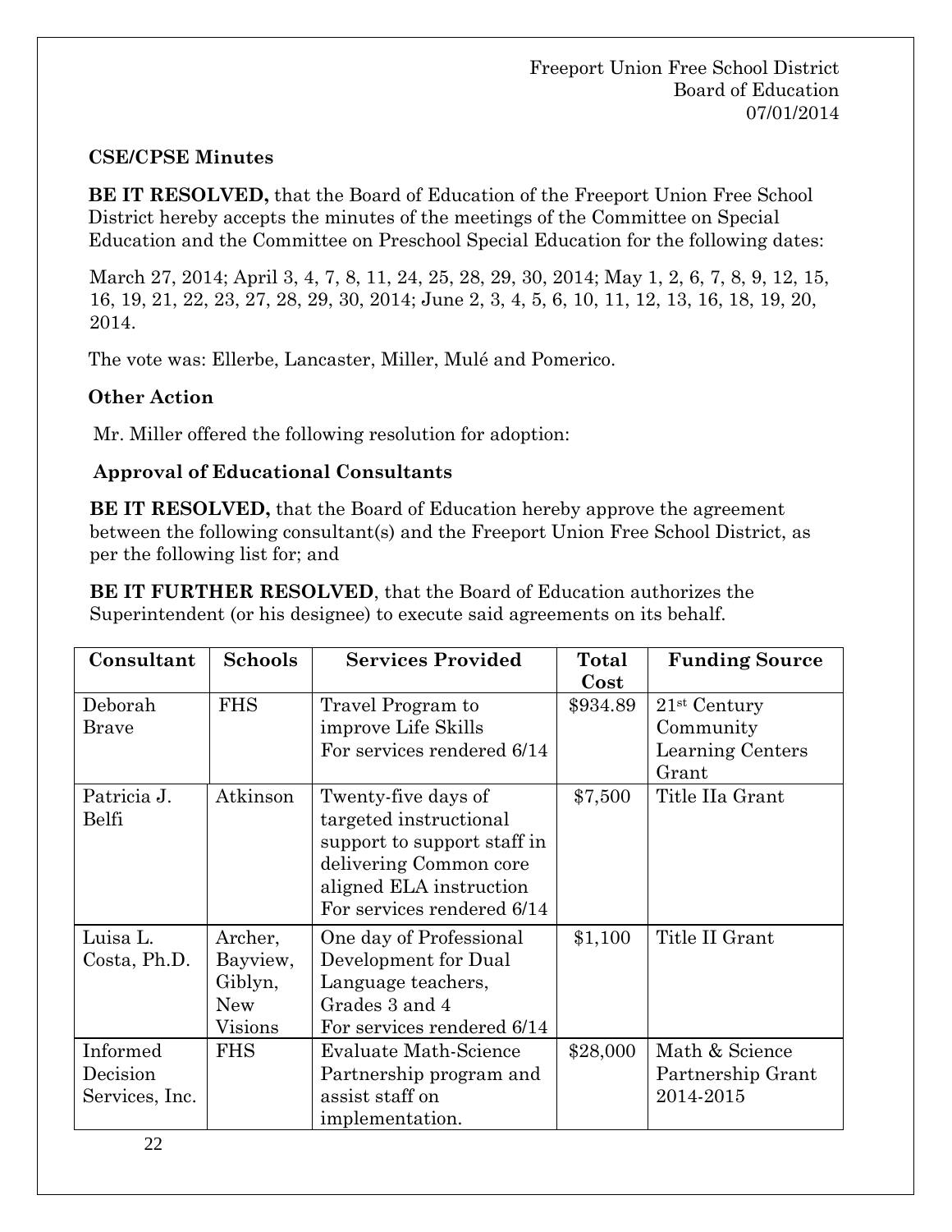**CSE/CPSE Minutes**

**BE IT RESOLVED,** that the Board of Education of the Freeport Union Free School District hereby accepts the minutes of the meetings of the Committee on Special Education and the Committee on Preschool Special Education for the following dates:

March 27, 2014; April 3, 4, 7, 8, 11, 24, 25, 28, 29, 30, 2014; May 1, 2, 6, 7, 8, 9, 12, 15, 16, 19, 21, 22, 23, 27, 28, 29, 30, 2014; June 2, 3, 4, 5, 6, 10, 11, 12, 13, 16, 18, 19, 20, 2014.

The vote was: Ellerbe, Lancaster, Miller, Mulé and Pomerico.

**Other Action**

Mr. Miller offered the following resolution for adoption:

**Approval of Educational Consultants**

**BE IT RESOLVED,** that the Board of Education hereby approve the agreement between the following consultant(s) and the Freeport Union Free School District, as per the following list for; and

**BE IT FURTHER RESOLVED**, that the Board of Education authorizes the Superintendent (or his designee) to execute said agreements on its behalf.

| Consultant | Schools | Services Provided | Total Cost | Funding Source |
|---|---|---|---|---|
| Deborah Brave | FHS | Travel Program to improve Life Skills For services rendered 6/14 | \$934.89 | 21st Century Community Learning Centers Grant |
| Patricia J. Belfi | Atkinson | Twenty-five days of targeted instructional support to support staff in delivering Common core aligned ELA instruction For services rendered 6/14 | \$7,500 | Title IIa Grant |
| Luisa L. Costa, Ph.D. | Archer, Bayview, Giblyn, New Visions | One day of Professional Development for Dual Language teachers, Grades 3 and 4 For services rendered 6/14 | \$1,100 | Title II Grant |
| Informed Decision Services, Inc. | FHS | Evaluate Math-Science Partnership program and assist staff on implementation. | \$28,000 | Math & Science Partnership Grant 2014-2015 |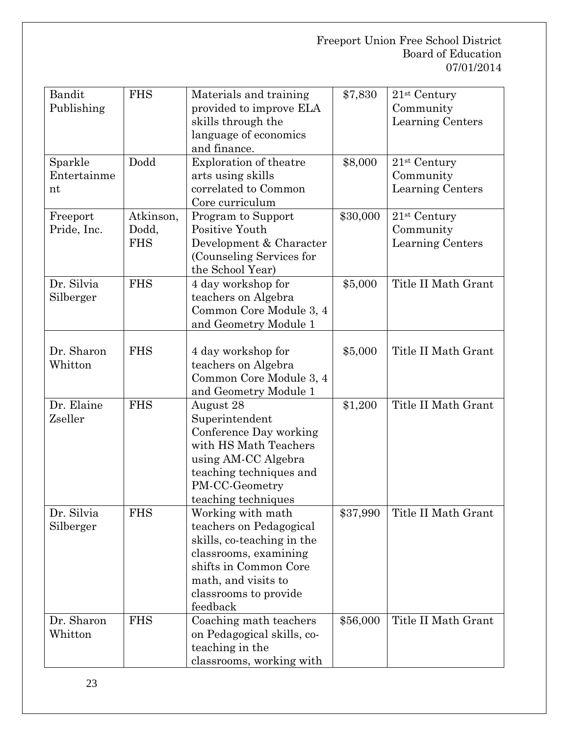| Bandit Publishing | FHS | Materials and training provided to improve ELA skills through the language of economics and finance. | $7,830 | 21st Century Community Learning Centers |
|---|---|---|---|---|
| Sparkle Entertainment | Dodd | Exploration of theatre arts using skills correlated to Common Core curriculum | $8,000 | 21st Century Community Learning Centers |
| Freeport Pride, Inc. | Atkinson, Dodd, FHS | Program to Support Positive Youth Development & Character (Counseling Services for the School Year) | $30,000 | 21st Century Community Learning Centers |
| Dr. Silvia Silberger | FHS | 4 day workshop for teachers on Algebra Common Core Module 3, 4 and Geometry Module 1 | $5,000 | Title II Math Grant |
| Dr. Sharon Whitton | FHS | 4 day workshop for teachers on Algebra Common Core Module 3, 4 and Geometry Module 1 | $5,000 | Title II Math Grant |
| Dr. Elaine Zseller | FHS | August 28 Superintendent Conference Day working with HS Math Teachers using AM-CC Algebra teaching techniques and PM-CC-Geometry teaching techniques | $1,200 | Title II Math Grant |
| Dr. Silvia Silberger | FHS | Working with math teachers on Pedagogical skills, co-teaching in the classrooms, examining shifts in Common Core math, and visits to classrooms to provide feedback | $37,990 | Title II Math Grant |
| Dr. Sharon Whitton | FHS | Coaching math teachers on Pedagogical skills, co-teaching in the classrooms, working with | $56,000 | Title II Math Grant |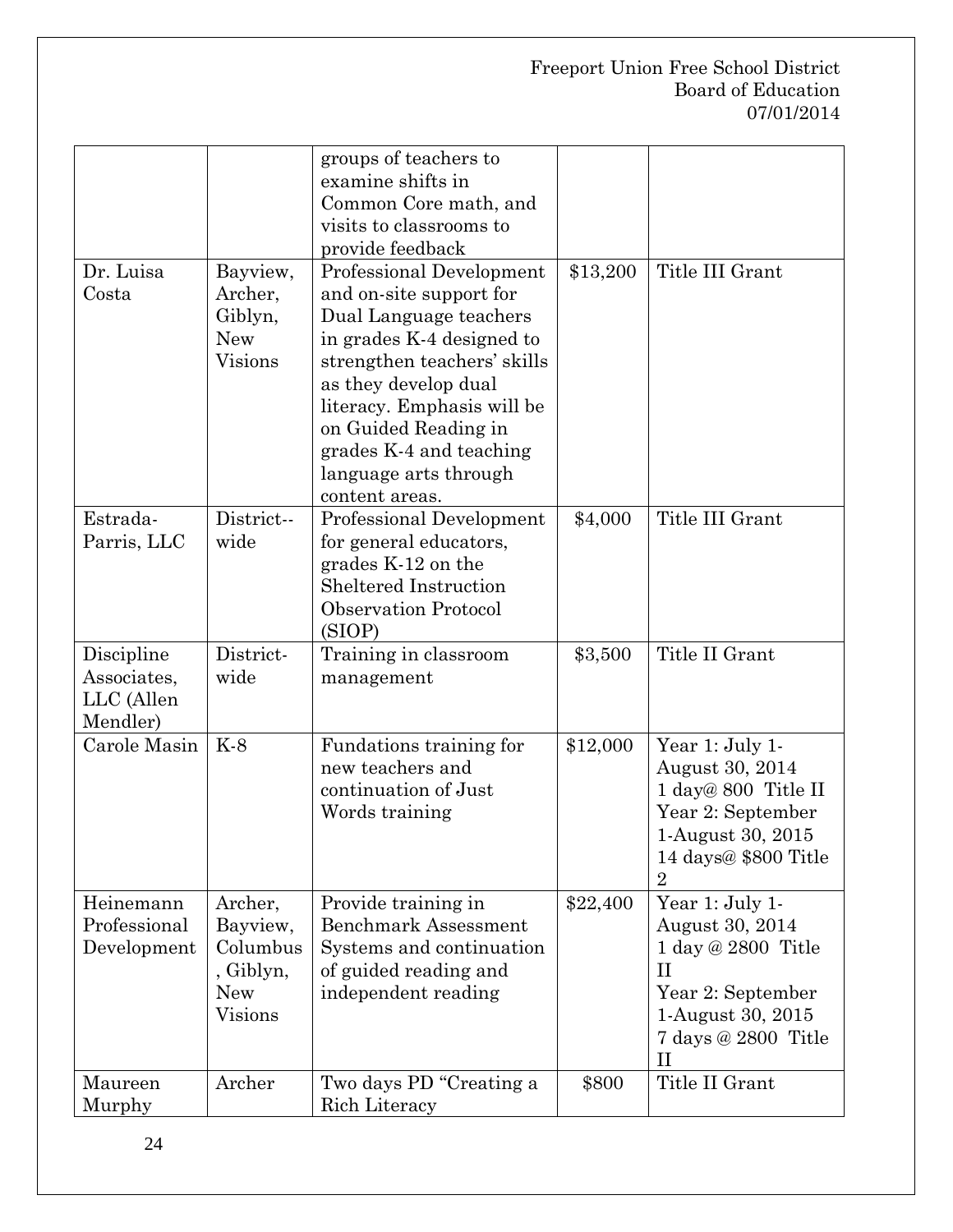| | | groups of teachers to examine shifts in Common Core math, and visits to classrooms to provide feedback | | |
|---|---|---|---|---|
| Dr. Luisa Costa | Bayview, Archer, Giblyn, New Visions | Professional Development and on-site support for Dual Language teachers in grades K-4 designed to strengthen teachers' skills as they develop dual literacy. Emphasis will be on Guided Reading in grades K-4 and teaching language arts through content areas. | $13,200 | Title III Grant |
| Estrada-Parris, LLC | District--wide | Professional Development for general educators, grades K-12 on the Sheltered Instruction Observation Protocol (SIOP) | $4,000 | Title III Grant |
| Discipline Associates, LLC (Allen Mendler) | District-wide | Training in classroom management | $3,500 | Title II Grant |
| Carole Masin | K-8 | Fundations training for new teachers and continuation of Just Words training | $12,000 | Year 1: July 1-August 30, 2014 1 day@ 800 Title II Year 2: September 1-August 30, 2015 14 days@ $800 Title 2 |
| Heinemann Professional Development | Archer, Bayview, Columbus, Giblyn, New Visions | Provide training in Benchmark Assessment Systems and continuation of guided reading and independent reading | $22,400 | Year 1: July 1-August 30, 2014 1 day @ 2800 Title II Year 2: September 1-August 30, 2015 7 days @ 2800 Title II |
| Maureen Murphy | Archer | Two days PD "Creating a Rich Literacy | $800 | Title II Grant |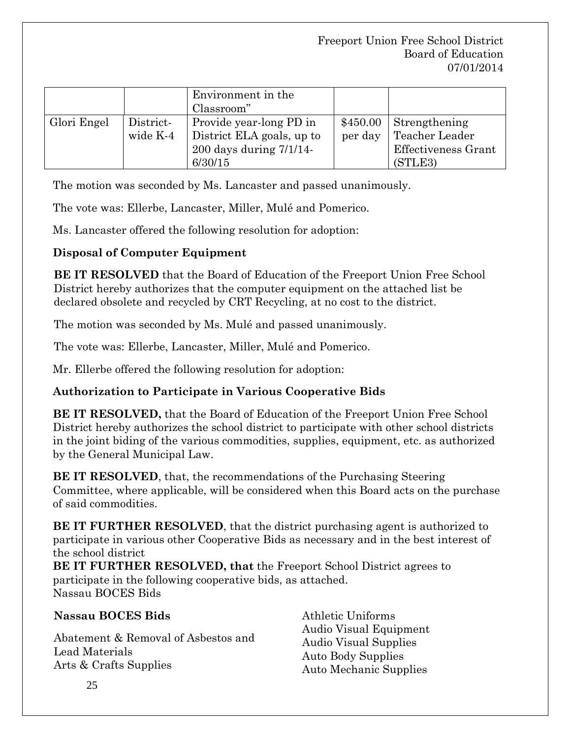| | | Environment in the Classroom" | | |
|---|---|---|---|---|
| Glori Engel | District-wide K-4 | Provide year-long PD in District ELA goals, up to 200 days during 7/1/14-6/30/15 | $450.00 per day | Strengthening Teacher Leader Effectiveness Grant (STLE3) |

The motion was seconded by Ms. Lancaster and passed unanimously.

The vote was: Ellerbe, Lancaster, Miller, Mulé and Pomerico.

Ms. Lancaster offered the following resolution for adoption:

**Disposal of Computer Equipment**

**BE IT RESOLVED** that the Board of Education of the Freeport Union Free School District hereby authorizes that the computer equipment on the attached list be declared obsolete and recycled by CRT Recycling, at no cost to the district.

The motion was seconded by Ms. Mulé and passed unanimously.

The vote was: Ellerbe, Lancaster, Miller, Mulé and Pomerico.

Mr. Ellerbe offered the following resolution for adoption:

**Authorization to Participate in Various Cooperative Bids**

**BE IT RESOLVED,** that the Board of Education of the Freeport Union Free School District hereby authorizes the school district to participate with other school districts in the joint biding of the various commodities, supplies, equipment, etc. as authorized by the General Municipal Law.

**BE IT RESOLVED**, that, the recommendations of the Purchasing Steering Committee, where applicable, will be considered when this Board acts on the purchase of said commodities.

**BE IT FURTHER RESOLVED**, that the district purchasing agent is authorized to participate in various other Cooperative Bids as necessary and in the best interest of the school district

**BE IT FURTHER RESOLVED, that** the Freeport School District agrees to participate in the following cooperative bids, as attached.
Nassau BOCES Bids

**Nassau BOCES Bids**

Abatement & Removal of Asbestos and Lead Materials
Arts & Crafts Supplies
Athletic Uniforms
Audio Visual Equipment
Audio Visual Supplies
Auto Body Supplies
Auto Mechanic Supplies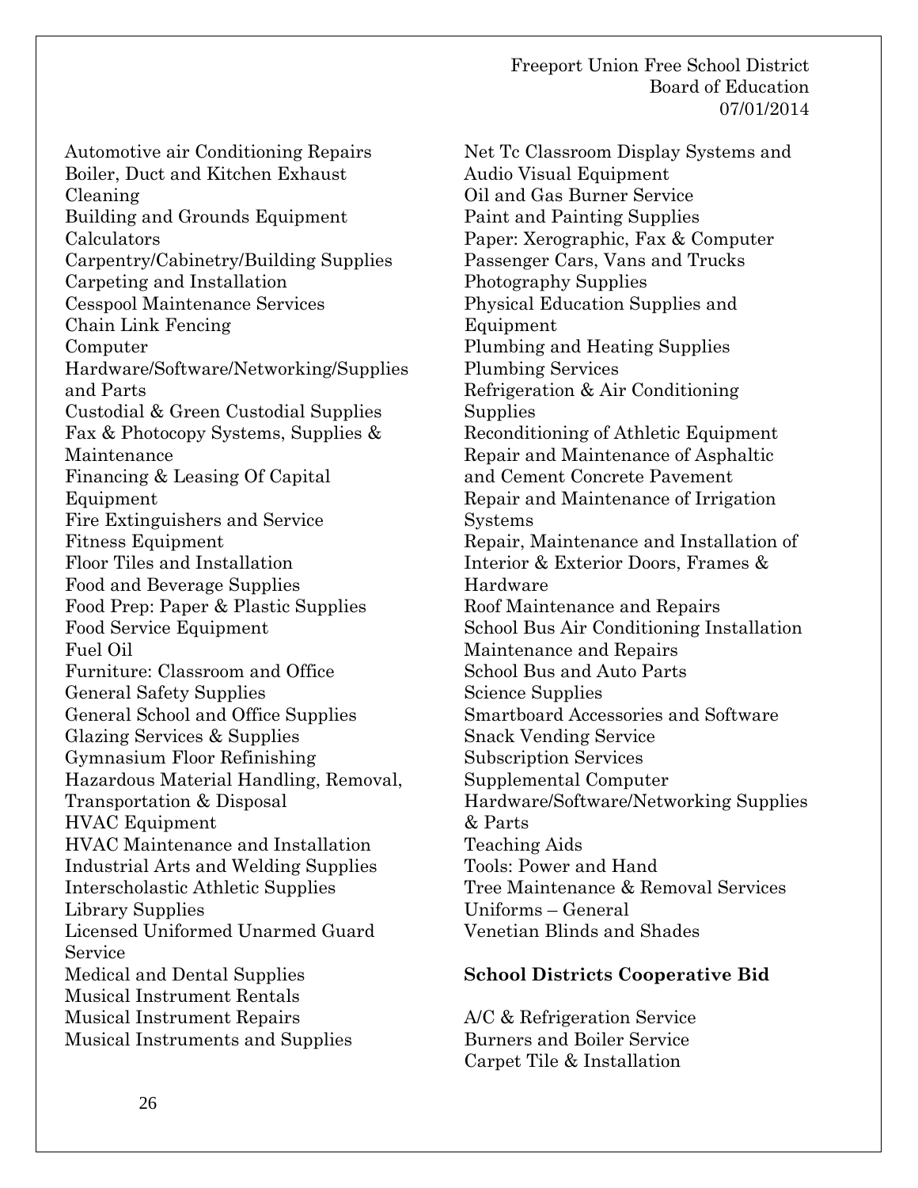Automotive air Conditioning Repairs
Boiler, Duct and Kitchen Exhaust Cleaning
Building and Grounds Equipment
Calculators
Carpentry/Cabinetry/Building Supplies
Carpeting and Installation
Cesspool Maintenance Services
Chain Link Fencing
Computer Hardware/Software/Networking/Supplies and Parts
Custodial & Green Custodial Supplies
Fax & Photocopy Systems, Supplies & Maintenance
Financing & Leasing Of Capital Equipment
Fire Extinguishers and Service
Fitness Equipment
Floor Tiles and Installation
Food and Beverage Supplies
Food Prep: Paper & Plastic Supplies
Food Service Equipment
Fuel Oil
Furniture: Classroom and Office
General Safety Supplies
General School and Office Supplies
Glazing Services & Supplies
Gymnasium Floor Refinishing
Hazardous Material Handling, Removal, Transportation & Disposal
HVAC Equipment
HVAC Maintenance and Installation
Industrial Arts and Welding Supplies
Interscholastic Athletic Supplies
Library Supplies
Licensed Uniformed Unarmed Guard Service
Medical and Dental Supplies
Musical Instrument Rentals
Musical Instrument Repairs
Musical Instruments and Supplies
Net Tc Classroom Display Systems and Audio Visual Equipment
Oil and Gas Burner Service
Paint and Painting Supplies
Paper: Xerographic, Fax & Computer
Passenger Cars, Vans and Trucks
Photography Supplies
Physical Education Supplies and Equipment
Plumbing and Heating Supplies
Plumbing Services
Refrigeration & Air Conditioning Supplies
Reconditioning of Athletic Equipment
Repair and Maintenance of Asphaltic and Cement Concrete Pavement
Repair and Maintenance of Irrigation Systems
Repair, Maintenance and Installation of Interior & Exterior Doors, Frames & Hardware
Roof Maintenance and Repairs
School Bus Air Conditioning Installation Maintenance and Repairs
School Bus and Auto Parts
Science Supplies
Smartboard Accessories and Software
Snack Vending Service
Subscription Services
Supplemental Computer Hardware/Software/Networking Supplies & Parts
Teaching Aids
Tools: Power and Hand
Tree Maintenance & Removal Services
Uniforms – General
Venetian Blinds and Shades

**School Districts Cooperative Bid**

A/C & Refrigeration Service
Burners and Boiler Service
Carpet Tile & Installation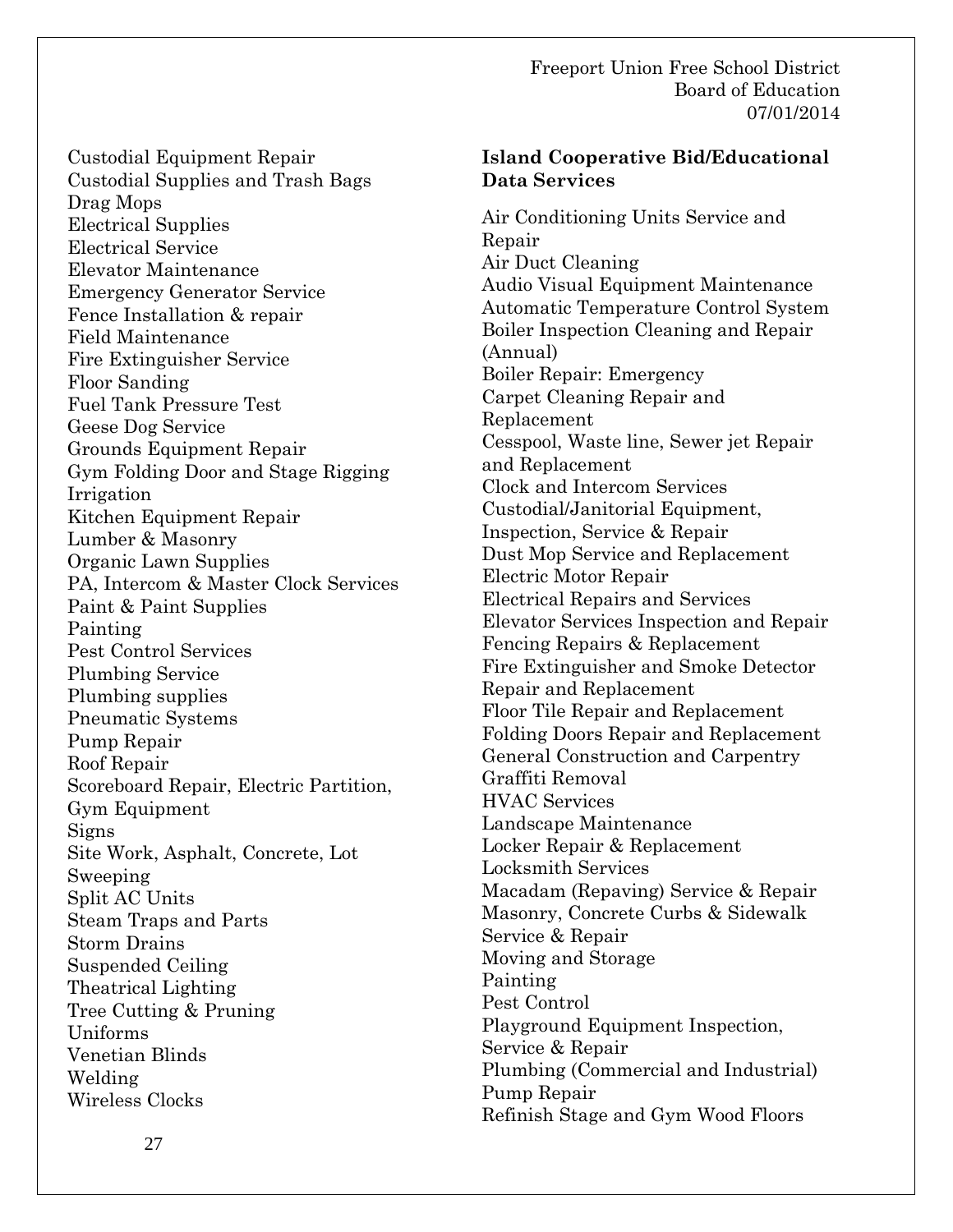Custodial Equipment Repair
Custodial Supplies and Trash Bags
Drag Mops
Electrical Supplies
Electrical Service
Elevator Maintenance
Emergency Generator Service
Fence Installation & repair
Field Maintenance
Fire Extinguisher Service
Floor Sanding
Fuel Tank Pressure Test
Geese Dog Service
Grounds Equipment Repair
Gym Folding Door and Stage Rigging
Irrigation
Kitchen Equipment Repair
Lumber & Masonry
Organic Lawn Supplies
PA, Intercom & Master Clock Services
Paint & Paint Supplies
Painting
Pest Control Services
Plumbing Service
Plumbing supplies
Pneumatic Systems
Pump Repair
Roof Repair
Scoreboard Repair, Electric Partition, Gym Equipment
Signs
Site Work, Asphalt, Concrete, Lot Sweeping
Split AC Units
Steam Traps and Parts
Storm Drains
Suspended Ceiling
Theatrical Lighting
Tree Cutting & Pruning
Uniforms
Venetian Blinds
Welding
Wireless Clocks

**Island Cooperative Bid/Educational Data Services**

Air Conditioning Units Service and Repair
Air Duct Cleaning
Audio Visual Equipment Maintenance
Automatic Temperature Control System
Boiler Inspection Cleaning and Repair (Annual)
Boiler Repair: Emergency
Carpet Cleaning Repair and Replacement
Cesspool, Waste line, Sewer jet Repair and Replacement
Clock and Intercom Services
Custodial/Janitorial Equipment, Inspection, Service & Repair
Dust Mop Service and Replacement
Electric Motor Repair
Electrical Repairs and Services
Elevator Services Inspection and Repair
Fencing Repairs & Replacement
Fire Extinguisher and Smoke Detector Repair and Replacement
Floor Tile Repair and Replacement
Folding Doors Repair and Replacement
General Construction and Carpentry
Graffiti Removal
HVAC Services
Landscape Maintenance
Locker Repair & Replacement
Locksmith Services
Macadam (Repaving) Service & Repair
Masonry, Concrete Curbs & Sidewalk Service & Repair
Moving and Storage
Painting
Pest Control
Playground Equipment Inspection, Service & Repair
Plumbing (Commercial and Industrial)
Pump Repair
Refinish Stage and Gym Wood Floors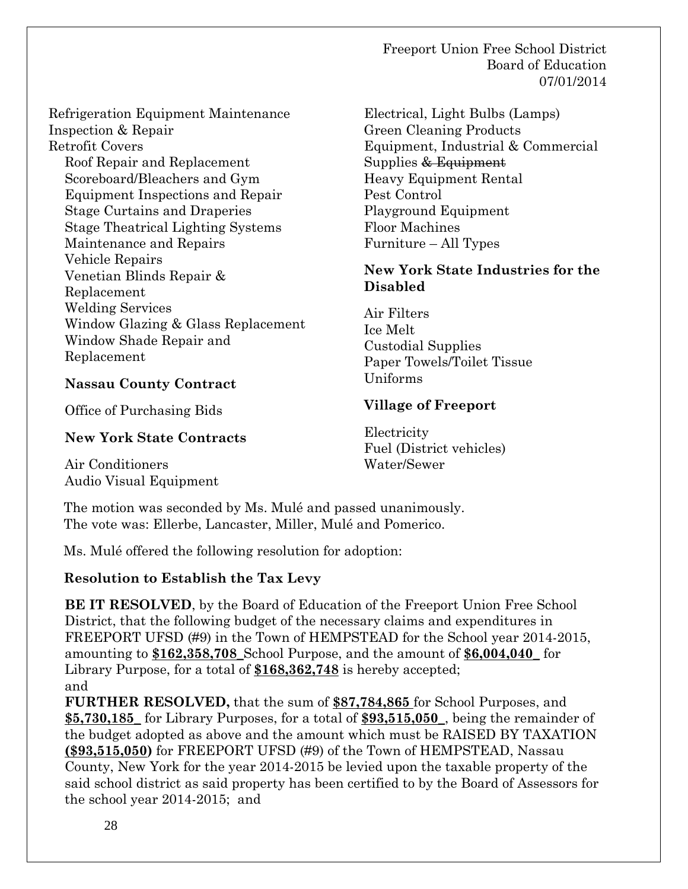Refrigeration Equipment Maintenance
Inspection & Repair
Retrofit Covers
Roof Repair and Replacement
Scoreboard/Bleachers and Gym Equipment Inspections and Repair
Stage Curtains and Draperies
Stage Theatrical Lighting Systems Maintenance and Repairs
Vehicle Repairs
Venetian Blinds Repair & Replacement
Welding Services
Window Glazing & Glass Replacement
Window Shade Repair and Replacement

**Nassau County Contract**

Office of Purchasing Bids

**New York State Contracts**

Air Conditioners
Audio Visual Equipment
Electrical, Light Bulbs (Lamps)
Green Cleaning Products
Equipment, Industrial & Commercial Supplies ~~& Equipment~~
Heavy Equipment Rental
Pest Control
Playground Equipment
Floor Machines
Furniture – All Types

**New York State Industries for the Disabled**

Air Filters
Ice Melt
Custodial Supplies
Paper Towels/Toilet Tissue
Uniforms

**Village of Freeport**

Electricity
Fuel (District vehicles)
Water/Sewer

The motion was seconded by Ms. Mulé and passed unanimously.
The vote was: Ellerbe, Lancaster, Miller, Mulé and Pomerico.

Ms. Mulé offered the following resolution for adoption:

**Resolution to Establish the Tax Levy**

**BE IT RESOLVED**, by the Board of Education of the Freeport Union Free School District, that the following budget of the necessary claims and expenditures in FREEPORT UFSD (#9) in the Town of HEMPSTEAD for the School year 2014-2015, amounting to **$162,358,708_** School Purpose, and the amount of **$6,004,040_** for Library Purpose, for a total of **$168,362,748** is hereby accepted;
and

**FURTHER RESOLVED,** that the sum of **$87,784,865** for School Purposes, and **$5,730,185_** for Library Purposes, for a total of **$93,515,050_**, being the remainder of the budget adopted as above and the amount which must be RAISED BY TAXATION **($93,515,050)** for FREEPORT UFSD (#9) of the Town of HEMPSTEAD, Nassau County, New York for the year 2014-2015 be levied upon the taxable property of the said school district as said property has been certified to by the Board of Assessors for the school year 2014-2015; and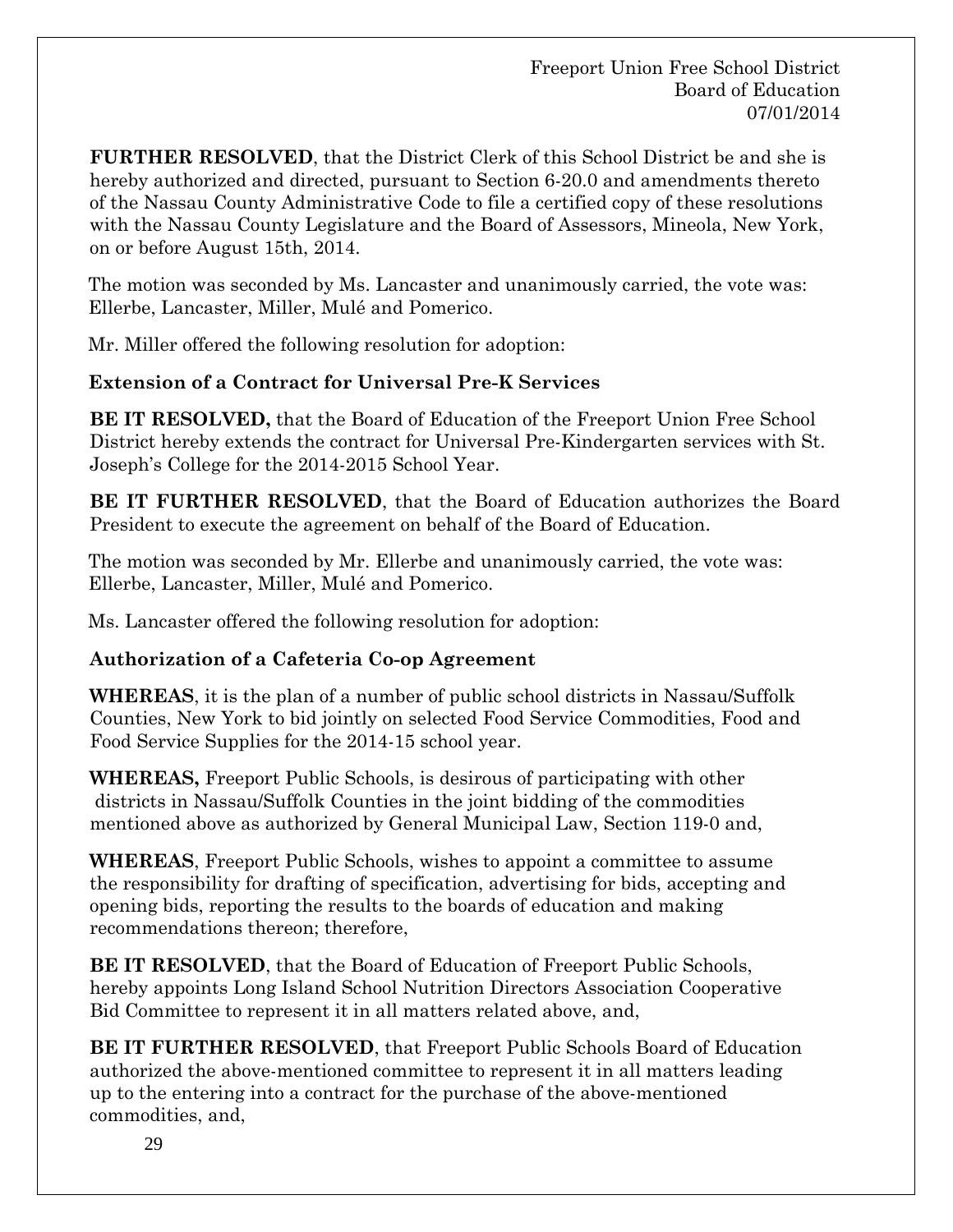**FURTHER RESOLVED**, that the District Clerk of this School District be and she is hereby authorized and directed, pursuant to Section 6-20.0 and amendments thereto of the Nassau County Administrative Code to file a certified copy of these resolutions with the Nassau County Legislature and the Board of Assessors, Mineola, New York, on or before August 15th, 2014.

The motion was seconded by Ms. Lancaster and unanimously carried, the vote was: Ellerbe, Lancaster, Miller, Mulé and Pomerico.

Mr. Miller offered the following resolution for adoption:

**Extension of a Contract for Universal Pre-K Services**

**BE IT RESOLVED,** that the Board of Education of the Freeport Union Free School District hereby extends the contract for Universal Pre-Kindergarten services with St. Joseph's College for the 2014-2015 School Year.

**BE IT FURTHER RESOLVED**, that the Board of Education authorizes the Board President to execute the agreement on behalf of the Board of Education.

The motion was seconded by Mr. Ellerbe and unanimously carried, the vote was: Ellerbe, Lancaster, Miller, Mulé and Pomerico.

Ms. Lancaster offered the following resolution for adoption:

**Authorization of a Cafeteria Co-op Agreement**

**WHEREAS**, it is the plan of a number of public school districts in Nassau/Suffolk Counties, New York to bid jointly on selected Food Service Commodities, Food and Food Service Supplies for the 2014-15 school year.

**WHEREAS,** Freeport Public Schools, is desirous of participating with other districts in Nassau/Suffolk Counties in the joint bidding of the commodities mentioned above as authorized by General Municipal Law, Section 119-0 and,

**WHEREAS**, Freeport Public Schools, wishes to appoint a committee to assume the responsibility for drafting of specification, advertising for bids, accepting and opening bids, reporting the results to the boards of education and making recommendations thereon; therefore,

**BE IT RESOLVED**, that the Board of Education of Freeport Public Schools, hereby appoints Long Island School Nutrition Directors Association Cooperative Bid Committee to represent it in all matters related above, and,

**BE IT FURTHER RESOLVED**, that Freeport Public Schools Board of Education authorized the above-mentioned committee to represent it in all matters leading up to the entering into a contract for the purchase of the above-mentioned commodities, and,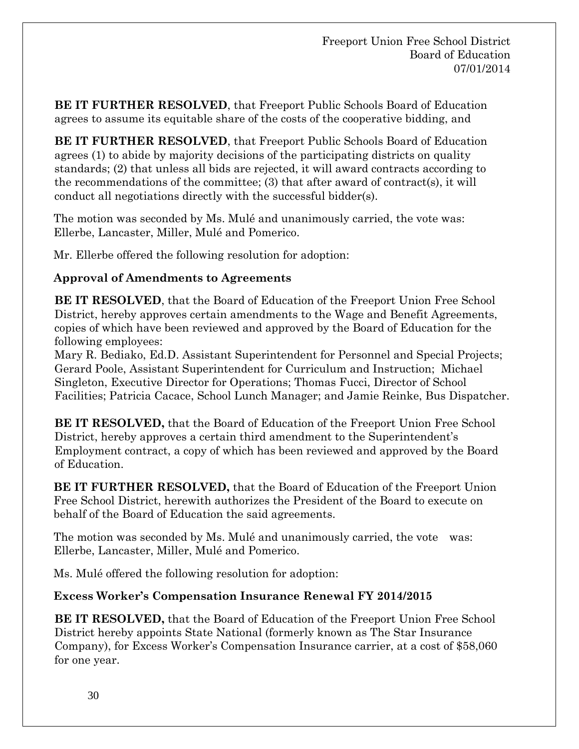**BE IT FURTHER RESOLVED**, that Freeport Public Schools Board of Education agrees to assume its equitable share of the costs of the cooperative bidding, and

**BE IT FURTHER RESOLVED**, that Freeport Public Schools Board of Education agrees (1) to abide by majority decisions of the participating districts on quality standards; (2) that unless all bids are rejected, it will award contracts according to the recommendations of the committee; (3) that after award of contract(s), it will conduct all negotiations directly with the successful bidder(s).

The motion was seconded by Ms. Mulé and unanimously carried, the vote was: Ellerbe, Lancaster, Miller, Mulé and Pomerico.

Mr. Ellerbe offered the following resolution for adoption:

**Approval of Amendments to Agreements**

**BE IT RESOLVED**, that the Board of Education of the Freeport Union Free School District, hereby approves certain amendments to the Wage and Benefit Agreements, copies of which have been reviewed and approved by the Board of Education for the following employees:
Mary R. Bediako, Ed.D. Assistant Superintendent for Personnel and Special Projects; Gerard Poole, Assistant Superintendent for Curriculum and Instruction; Michael Singleton, Executive Director for Operations; Thomas Fucci, Director of School Facilities; Patricia Cacace, School Lunch Manager; and Jamie Reinke, Bus Dispatcher.

**BE IT RESOLVED,** that the Board of Education of the Freeport Union Free School District, hereby approves a certain third amendment to the Superintendent's Employment contract, a copy of which has been reviewed and approved by the Board of Education.

**BE IT FURTHER RESOLVED,** that the Board of Education of the Freeport Union Free School District, herewith authorizes the President of the Board to execute on behalf of the Board of Education the said agreements.

The motion was seconded by Ms. Mulé and unanimously carried, the vote was: Ellerbe, Lancaster, Miller, Mulé and Pomerico.

Ms. Mulé offered the following resolution for adoption:

**Excess Worker's Compensation Insurance Renewal FY 2014/2015**

**BE IT RESOLVED,** that the Board of Education of the Freeport Union Free School District hereby appoints State National (formerly known as The Star Insurance Company), for Excess Worker's Compensation Insurance carrier, at a cost of $58,060 for one year.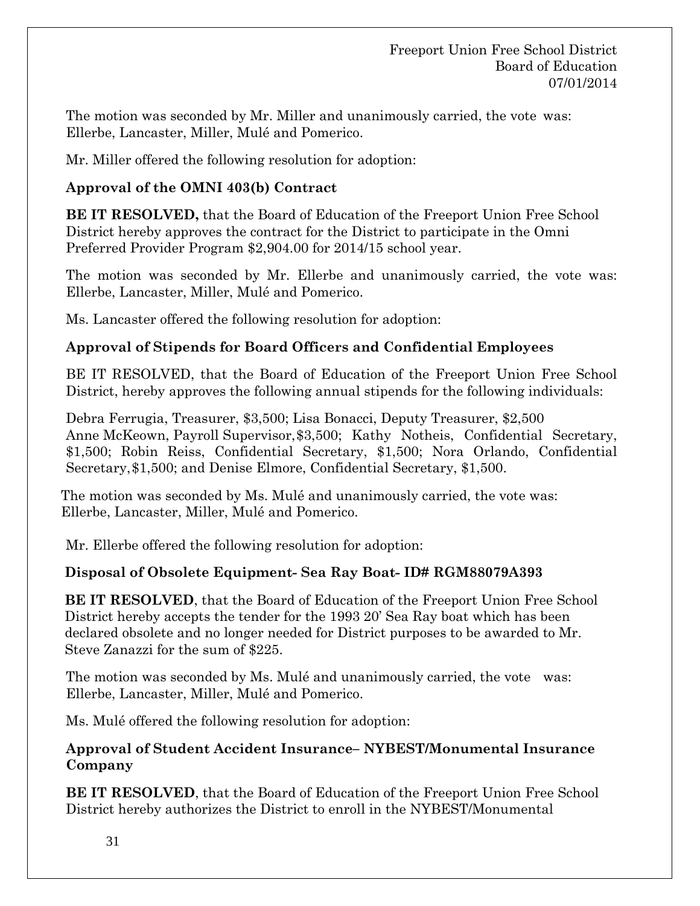The motion was seconded by Mr. Miller and unanimously carried, the vote was: Ellerbe, Lancaster, Miller, Mulé and Pomerico.

Mr. Miller offered the following resolution for adoption:

**Approval of the OMNI 403(b) Contract**

**BE IT RESOLVED,** that the Board of Education of the Freeport Union Free School District hereby approves the contract for the District to participate in the Omni Preferred Provider Program $2,904.00 for 2014/15 school year.

The motion was seconded by Mr. Ellerbe and unanimously carried, the vote was: Ellerbe, Lancaster, Miller, Mulé and Pomerico.

Ms. Lancaster offered the following resolution for adoption:

**Approval of Stipends for Board Officers and Confidential Employees**

BE IT RESOLVED, that the Board of Education of the Freeport Union Free School District, hereby approves the following annual stipends for the following individuals:

Debra Ferrugia, Treasurer, $3,500; Lisa Bonacci, Deputy Treasurer, $2,500
Anne McKeown, Payroll Supervisor, $3,500; Kathy Notheis, Confidential Secretary, $1,500; Robin Reiss, Confidential Secretary, $1,500; Nora Orlando, Confidential Secretary, $1,500; and Denise Elmore, Confidential Secretary, $1,500.

The motion was seconded by Ms. Mulé and unanimously carried, the vote was: Ellerbe, Lancaster, Miller, Mulé and Pomerico.

Mr. Ellerbe offered the following resolution for adoption:

**Disposal of Obsolete Equipment- Sea Ray Boat- ID# RGM88079A393**

**BE IT RESOLVED**, that the Board of Education of the Freeport Union Free School District hereby accepts the tender for the 1993 20' Sea Ray boat which has been declared obsolete and no longer needed for District purposes to be awarded to Mr. Steve Zanazzi for the sum of $225.

The motion was seconded by Ms. Mulé and unanimously carried, the vote was: Ellerbe, Lancaster, Miller, Mulé and Pomerico.

Ms. Mulé offered the following resolution for adoption:

**Approval of Student Accident Insurance– NYBEST/Monumental Insurance Company**

**BE IT RESOLVED**, that the Board of Education of the Freeport Union Free School District hereby authorizes the District to enroll in the NYBEST/Monumental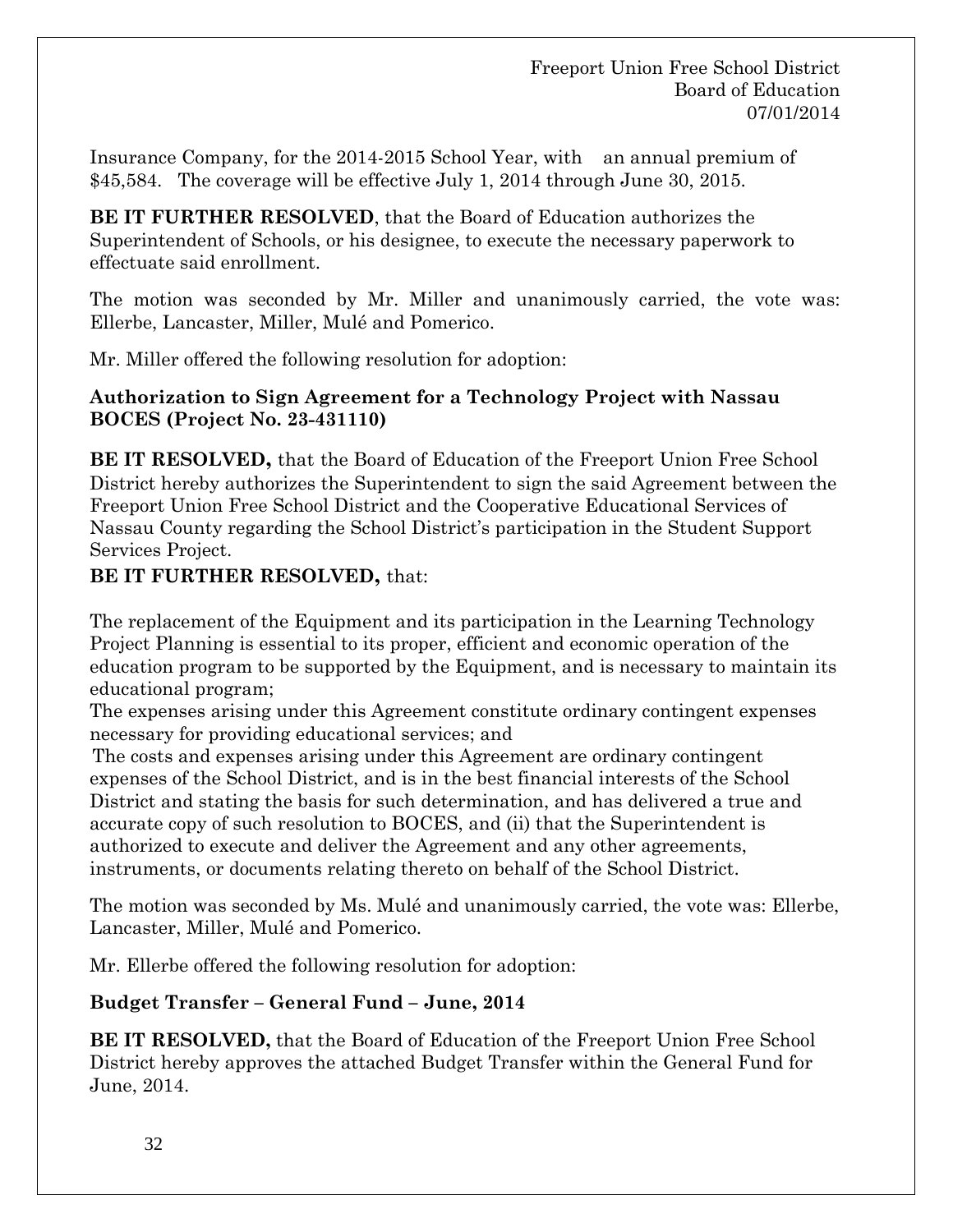Insurance Company, for the 2014-2015 School Year, with an annual premium of $45,584. The coverage will be effective July 1, 2014 through June 30, 2015.

**BE IT FURTHER RESOLVED**, that the Board of Education authorizes the Superintendent of Schools, or his designee, to execute the necessary paperwork to effectuate said enrollment.

The motion was seconded by Mr. Miller and unanimously carried, the vote was: Ellerbe, Lancaster, Miller, Mulé and Pomerico.

Mr. Miller offered the following resolution for adoption:

**Authorization to Sign Agreement for a Technology Project with Nassau BOCES (Project No. 23-431110)**

**BE IT RESOLVED,** that the Board of Education of the Freeport Union Free School District hereby authorizes the Superintendent to sign the said Agreement between the Freeport Union Free School District and the Cooperative Educational Services of Nassau County regarding the School District's participation in the Student Support Services Project.

**BE IT FURTHER RESOLVED,** that:

The replacement of the Equipment and its participation in the Learning Technology Project Planning is essential to its proper, efficient and economic operation of the education program to be supported by the Equipment, and is necessary to maintain its educational program;

The expenses arising under this Agreement constitute ordinary contingent expenses necessary for providing educational services; and

The costs and expenses arising under this Agreement are ordinary contingent expenses of the School District, and is in the best financial interests of the School District and stating the basis for such determination, and has delivered a true and accurate copy of such resolution to BOCES, and (ii) that the Superintendent is authorized to execute and deliver the Agreement and any other agreements, instruments, or documents relating thereto on behalf of the School District.

The motion was seconded by Ms. Mulé and unanimously carried, the vote was: Ellerbe, Lancaster, Miller, Mulé and Pomerico.

Mr. Ellerbe offered the following resolution for adoption:

**Budget Transfer – General Fund – June, 2014**

**BE IT RESOLVED,** that the Board of Education of the Freeport Union Free School District hereby approves the attached Budget Transfer within the General Fund for June, 2014.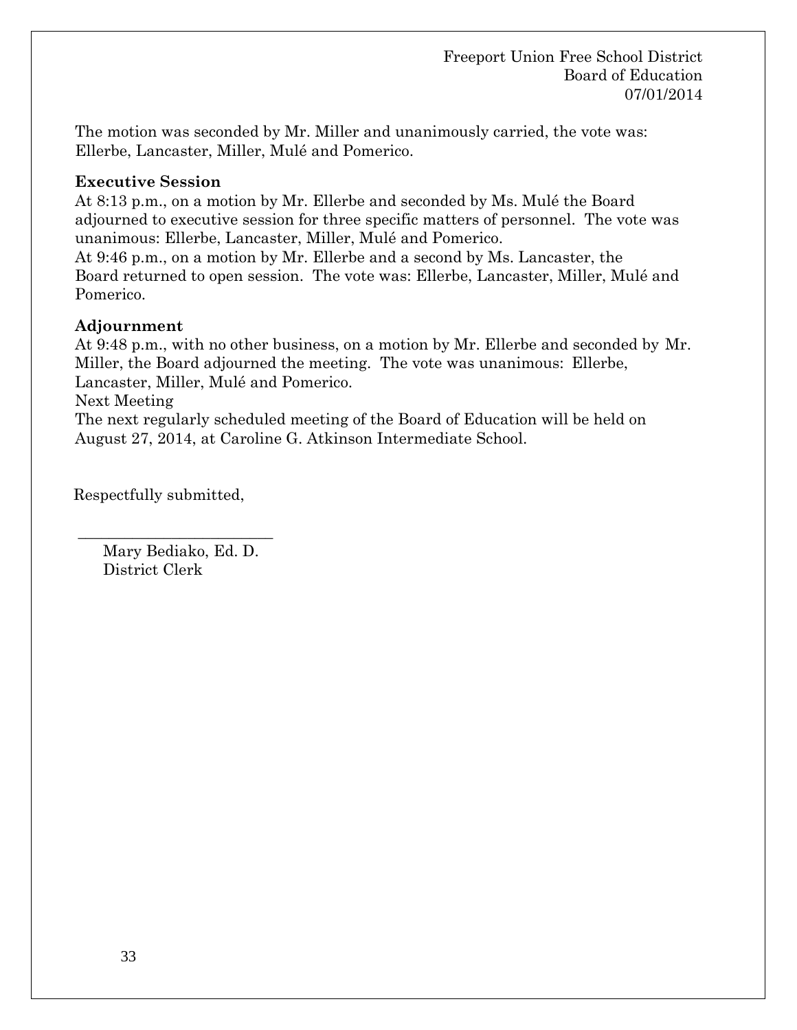The motion was seconded by Mr. Miller and unanimously carried, the vote was: Ellerbe, Lancaster, Miller, Mulé and Pomerico.

**Executive Session**

At 8:13 p.m., on a motion by Mr. Ellerbe and seconded by Ms. Mulé the Board adjourned to executive session for three specific matters of personnel. The vote was unanimous: Ellerbe, Lancaster, Miller, Mulé and Pomerico.

At 9:46 p.m., on a motion by Mr. Ellerbe and a second by Ms. Lancaster, the Board returned to open session. The vote was: Ellerbe, Lancaster, Miller, Mulé and Pomerico.

**Adjournment**

At 9:48 p.m., with no other business, on a motion by Mr. Ellerbe and seconded by Mr. Miller, the Board adjourned the meeting. The vote was unanimous: Ellerbe, Lancaster, Miller, Mulé and Pomerico.

Next Meeting

The next regularly scheduled meeting of the Board of Education will be held on August 27, 2014, at Caroline G. Atkinson Intermediate School.

Respectfully submitted,

\_\_\_\_\_\_\_\_\_\_\_\_\_\_\_\_\_\_\_\_\_\_\_\_\_

Mary Bediako, Ed. D.
District Clerk